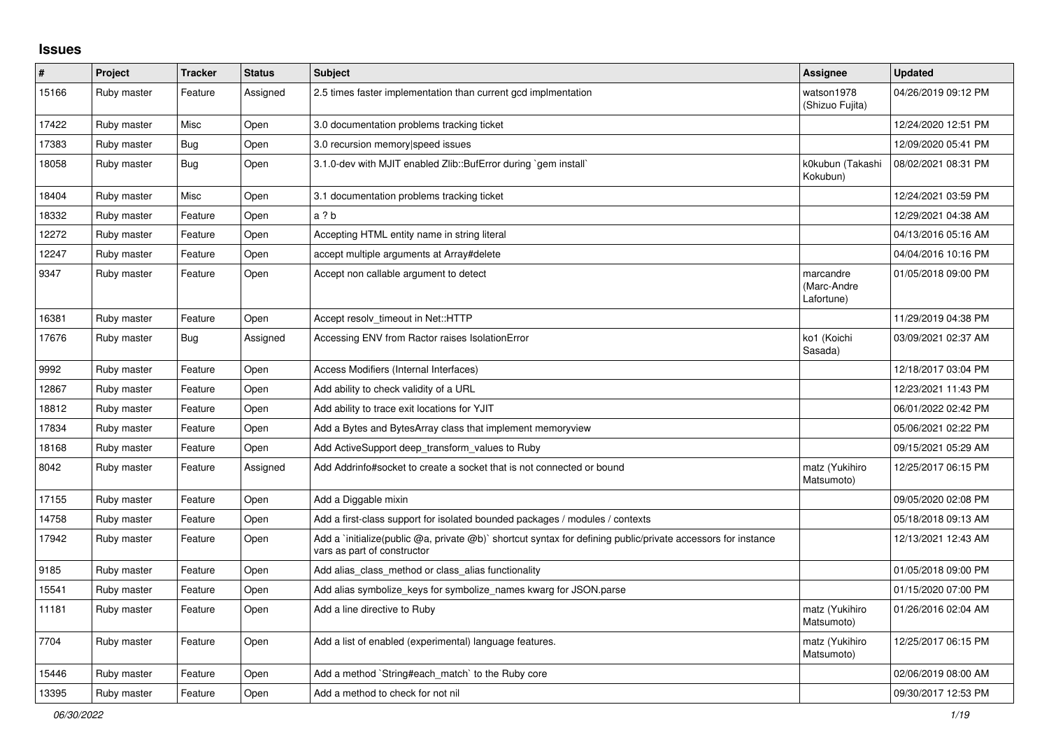# Issues

| # | Project | Tracker | Status | Subject | Assignee | Updated |
|---|---|---|---|---|---|---|
| 15166 | Ruby master | Feature | Assigned | 2.5 times faster implementation than current gcd implmentation | watson1978 (Shizuo Fujita) | 04/26/2019 09:12 PM |
| 17422 | Ruby master | Misc | Open | 3.0 documentation problems tracking ticket | | 12/24/2020 12:51 PM |
| 17383 | Ruby master | Bug | Open | 3.0 recursion memory\|speed issues | | 12/09/2020 05:41 PM |
| 18058 | Ruby master | Bug | Open | 3.1.0-dev with MJIT enabled Zlib::BufError during `gem install` | k0kubun (Takashi Kokubun) | 08/02/2021 08:31 PM |
| 18404 | Ruby master | Misc | Open | 3.1 documentation problems tracking ticket | | 12/24/2021 03:59 PM |
| 18332 | Ruby master | Feature | Open | a ? b | | 12/29/2021 04:38 AM |
| 12272 | Ruby master | Feature | Open | Accepting HTML entity name in string literal | | 04/13/2016 05:16 AM |
| 12247 | Ruby master | Feature | Open | accept multiple arguments at Array#delete | | 04/04/2016 10:16 PM |
| 9347 | Ruby master | Feature | Open | Accept non callable argument to detect | marcandre (Marc-Andre Lafortune) | 01/05/2018 09:00 PM |
| 16381 | Ruby master | Feature | Open | Accept resolv_timeout in Net::HTTP | | 11/29/2019 04:38 PM |
| 17676 | Ruby master | Bug | Assigned | Accessing ENV from Ractor raises IsolationError | ko1 (Koichi Sasada) | 03/09/2021 02:37 AM |
| 9992 | Ruby master | Feature | Open | Access Modifiers (Internal Interfaces) | | 12/18/2017 03:04 PM |
| 12867 | Ruby master | Feature | Open | Add ability to check validity of a URL | | 12/23/2021 11:43 PM |
| 18812 | Ruby master | Feature | Open | Add ability to trace exit locations for YJIT | | 06/01/2022 02:42 PM |
| 17834 | Ruby master | Feature | Open | Add a Bytes and BytesArray class that implement memoryview | | 05/06/2021 02:22 PM |
| 18168 | Ruby master | Feature | Open | Add ActiveSupport deep_transform_values to Ruby | | 09/15/2021 05:29 AM |
| 8042 | Ruby master | Feature | Assigned | Add Addrinfo#socket to create a socket that is not connected or bound | matz (Yukihiro Matsumoto) | 12/25/2017 06:15 PM |
| 17155 | Ruby master | Feature | Open | Add a Diggable mixin | | 09/05/2020 02:08 PM |
| 14758 | Ruby master | Feature | Open | Add a first-class support for isolated bounded packages / modules / contexts | | 05/18/2018 09:13 AM |
| 17942 | Ruby master | Feature | Open | Add a `initialize(public @a, private @b)` shortcut syntax for defining public/private accessors for instance vars as part of constructor | | 12/13/2021 12:43 AM |
| 9185 | Ruby master | Feature | Open | Add alias_class_method or class_alias functionality | | 01/05/2018 09:00 PM |
| 15541 | Ruby master | Feature | Open | Add alias symbolize_keys for symbolize_names kwarg for JSON.parse | | 01/15/2020 07:00 PM |
| 11181 | Ruby master | Feature | Open | Add a line directive to Ruby | matz (Yukihiro Matsumoto) | 01/26/2016 02:04 AM |
| 7704 | Ruby master | Feature | Open | Add a list of enabled (experimental) language features. | matz (Yukihiro Matsumoto) | 12/25/2017 06:15 PM |
| 15446 | Ruby master | Feature | Open | Add a method `String#each_match` to the Ruby core | | 02/06/2019 08:00 AM |
| 13395 | Ruby master | Feature | Open | Add a method to check for not nil | | 09/30/2017 12:53 PM |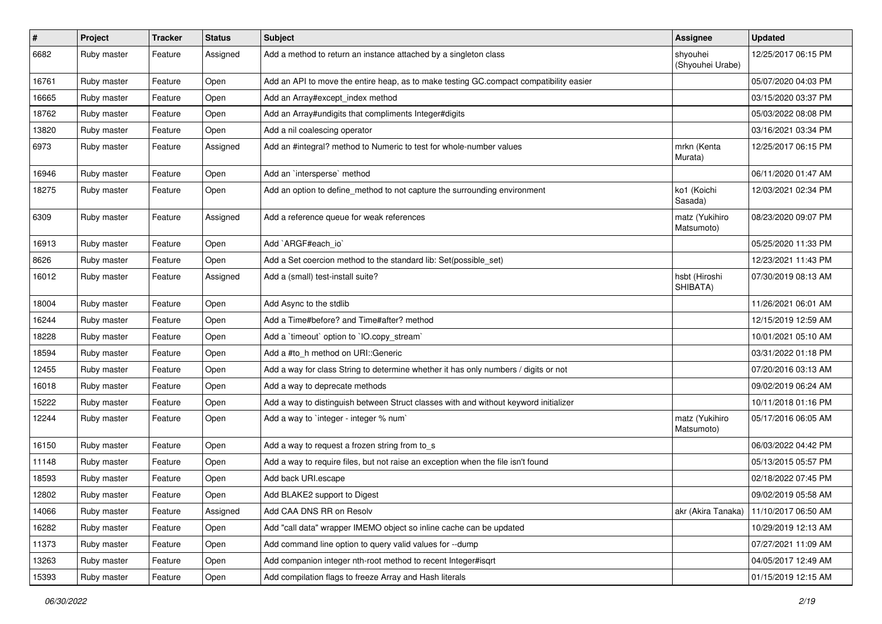| # | Project | Tracker | Status | Subject | Assignee | Updated |
|---|---|---|---|---|---|---|
| 6682 | Ruby master | Feature | Assigned | Add a method to return an instance attached by a singleton class | shyouhei (Shyouhei Urabe) | 12/25/2017 06:15 PM |
| 16761 | Ruby master | Feature | Open | Add an API to move the entire heap, as to make testing GC.compact compatibility easier | | 05/07/2020 04:03 PM |
| 16665 | Ruby master | Feature | Open | Add an Array#except_index method | | 03/15/2020 03:37 PM |
| 18762 | Ruby master | Feature | Open | Add an Array#undigits that compliments Integer#digits | | 05/03/2022 08:08 PM |
| 13820 | Ruby master | Feature | Open | Add a nil coalescing operator | | 03/16/2021 03:34 PM |
| 6973 | Ruby master | Feature | Assigned | Add an #integral? method to Numeric to test for whole-number values | mrkn (Kenta Murata) | 12/25/2017 06:15 PM |
| 16946 | Ruby master | Feature | Open | Add an `intersperse` method | | 06/11/2020 01:47 AM |
| 18275 | Ruby master | Feature | Open | Add an option to define_method to not capture the surrounding environment | ko1 (Koichi Sasada) | 12/03/2021 02:34 PM |
| 6309 | Ruby master | Feature | Assigned | Add a reference queue for weak references | matz (Yukihiro Matsumoto) | 08/23/2020 09:07 PM |
| 16913 | Ruby master | Feature | Open | Add `ARGF#each_io` | | 05/25/2020 11:33 PM |
| 8626 | Ruby master | Feature | Open | Add a Set coercion method to the standard lib: Set(possible_set) | | 12/23/2021 11:43 PM |
| 16012 | Ruby master | Feature | Assigned | Add a (small) test-install suite? | hsbt (Hiroshi SHIBATA) | 07/30/2019 08:13 AM |
| 18004 | Ruby master | Feature | Open | Add Async to the stdlib | | 11/26/2021 06:01 AM |
| 16244 | Ruby master | Feature | Open | Add a Time#before? and Time#after? method | | 12/15/2019 12:59 AM |
| 18228 | Ruby master | Feature | Open | Add a `timeout` option to `IO.copy_stream` | | 10/01/2021 05:10 AM |
| 18594 | Ruby master | Feature | Open | Add a #to_h method on URI::Generic | | 03/31/2022 01:18 PM |
| 12455 | Ruby master | Feature | Open | Add a way for class String to determine whether it has only numbers / digits or not | | 07/20/2016 03:13 AM |
| 16018 | Ruby master | Feature | Open | Add a way to deprecate methods | | 09/02/2019 06:24 AM |
| 15222 | Ruby master | Feature | Open | Add a way to distinguish between Struct classes with and without keyword initializer | | 10/11/2018 01:16 PM |
| 12244 | Ruby master | Feature | Open | Add a way to `integer - integer % num` | matz (Yukihiro Matsumoto) | 05/17/2016 06:05 AM |
| 16150 | Ruby master | Feature | Open | Add a way to request a frozen string from to_s | | 06/03/2022 04:42 PM |
| 11148 | Ruby master | Feature | Open | Add a way to require files, but not raise an exception when the file isn't found | | 05/13/2015 05:57 PM |
| 18593 | Ruby master | Feature | Open | Add back URI.escape | | 02/18/2022 07:45 PM |
| 12802 | Ruby master | Feature | Open | Add BLAKE2 support to Digest | | 09/02/2019 05:58 AM |
| 14066 | Ruby master | Feature | Assigned | Add CAA DNS RR on Resolv | akr (Akira Tanaka) | 11/10/2017 06:50 AM |
| 16282 | Ruby master | Feature | Open | Add "call data" wrapper IMEMO object so inline cache can be updated | | 10/29/2019 12:13 AM |
| 11373 | Ruby master | Feature | Open | Add command line option to query valid values for --dump | | 07/27/2021 11:09 AM |
| 13263 | Ruby master | Feature | Open | Add companion integer nth-root method to recent Integer#isqrt | | 04/05/2017 12:49 AM |
| 15393 | Ruby master | Feature | Open | Add compilation flags to freeze Array and Hash literals | | 01/15/2019 12:15 AM |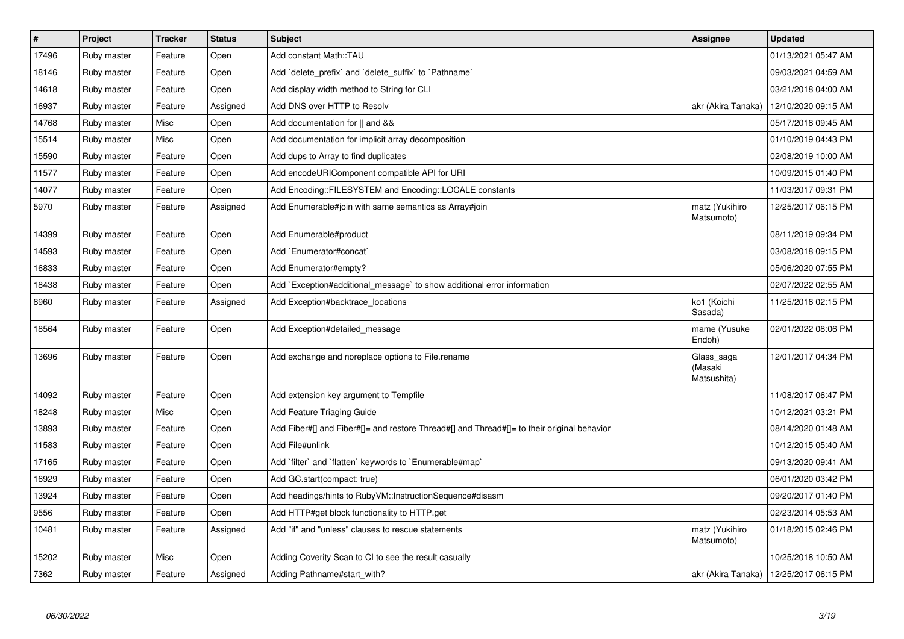| # | Project | Tracker | Status | Subject | Assignee | Updated |
|---|---|---|---|---|---|---|
| 17496 | Ruby master | Feature | Open | Add constant Math::TAU | | 01/13/2021 05:47 AM |
| 18146 | Ruby master | Feature | Open | Add `delete_prefix` and `delete_suffix` to `Pathname` | | 09/03/2021 04:59 AM |
| 14618 | Ruby master | Feature | Open | Add display width method to String for CLI | | 03/21/2018 04:00 AM |
| 16937 | Ruby master | Feature | Assigned | Add DNS over HTTP to Resolv | akr (Akira Tanaka) | 12/10/2020 09:15 AM |
| 14768 | Ruby master | Misc | Open | Add documentation for \|\| and && | | 05/17/2018 09:45 AM |
| 15514 | Ruby master | Misc | Open | Add documentation for implicit array decomposition | | 01/10/2019 04:43 PM |
| 15590 | Ruby master | Feature | Open | Add dups to Array to find duplicates | | 02/08/2019 10:00 AM |
| 11577 | Ruby master | Feature | Open | Add encodeURIComponent compatible API for URI | | 10/09/2015 01:40 PM |
| 14077 | Ruby master | Feature | Open | Add Encoding::FILESYSTEM and Encoding::LOCALE constants | | 11/03/2017 09:31 PM |
| 5970 | Ruby master | Feature | Assigned | Add Enumerable#join with same semantics as Array#join | matz (Yukihiro Matsumoto) | 12/25/2017 06:15 PM |
| 14399 | Ruby master | Feature | Open | Add Enumerable#product | | 08/11/2019 09:34 PM |
| 14593 | Ruby master | Feature | Open | Add `Enumerator#concat` | | 03/08/2018 09:15 PM |
| 16833 | Ruby master | Feature | Open | Add Enumerator#empty? | | 05/06/2020 07:55 PM |
| 18438 | Ruby master | Feature | Open | Add `Exception#additional_message` to show additional error information | | 02/07/2022 02:55 AM |
| 8960 | Ruby master | Feature | Assigned | Add Exception#backtrace_locations | ko1 (Koichi Sasada) | 11/25/2016 02:15 PM |
| 18564 | Ruby master | Feature | Open | Add Exception#detailed_message | mame (Yusuke Endoh) | 02/01/2022 08:06 PM |
| 13696 | Ruby master | Feature | Open | Add exchange and noreplace options to File.rename | Glass_saga (Masaki Matsushita) | 12/01/2017 04:34 PM |
| 14092 | Ruby master | Feature | Open | Add extension key argument to Tempfile | | 11/08/2017 06:47 PM |
| 18248 | Ruby master | Misc | Open | Add Feature Triaging Guide | | 10/12/2021 03:21 PM |
| 13893 | Ruby master | Feature | Open | Add Fiber#[] and Fiber#[]= and restore Thread#[] and Thread#[]= to their original behavior | | 08/14/2020 01:48 AM |
| 11583 | Ruby master | Feature | Open | Add File#unlink | | 10/12/2015 05:40 AM |
| 17165 | Ruby master | Feature | Open | Add `filter` and `flatten` keywords to `Enumerable#map` | | 09/13/2020 09:41 AM |
| 16929 | Ruby master | Feature | Open | Add GC.start(compact: true) | | 06/01/2020 03:42 PM |
| 13924 | Ruby master | Feature | Open | Add headings/hints to RubyVM::InstructionSequence#disasm | | 09/20/2017 01:40 PM |
| 9556 | Ruby master | Feature | Open | Add HTTP#get block functionality to HTTP.get | | 02/23/2014 05:53 AM |
| 10481 | Ruby master | Feature | Assigned | Add "if" and "unless" clauses to rescue statements | matz (Yukihiro Matsumoto) | 01/18/2015 02:46 PM |
| 15202 | Ruby master | Misc | Open | Adding Coverity Scan to CI to see the result casually | | 10/25/2018 10:50 AM |
| 7362 | Ruby master | Feature | Assigned | Adding Pathname#start_with? | akr (Akira Tanaka) | 12/25/2017 06:15 PM |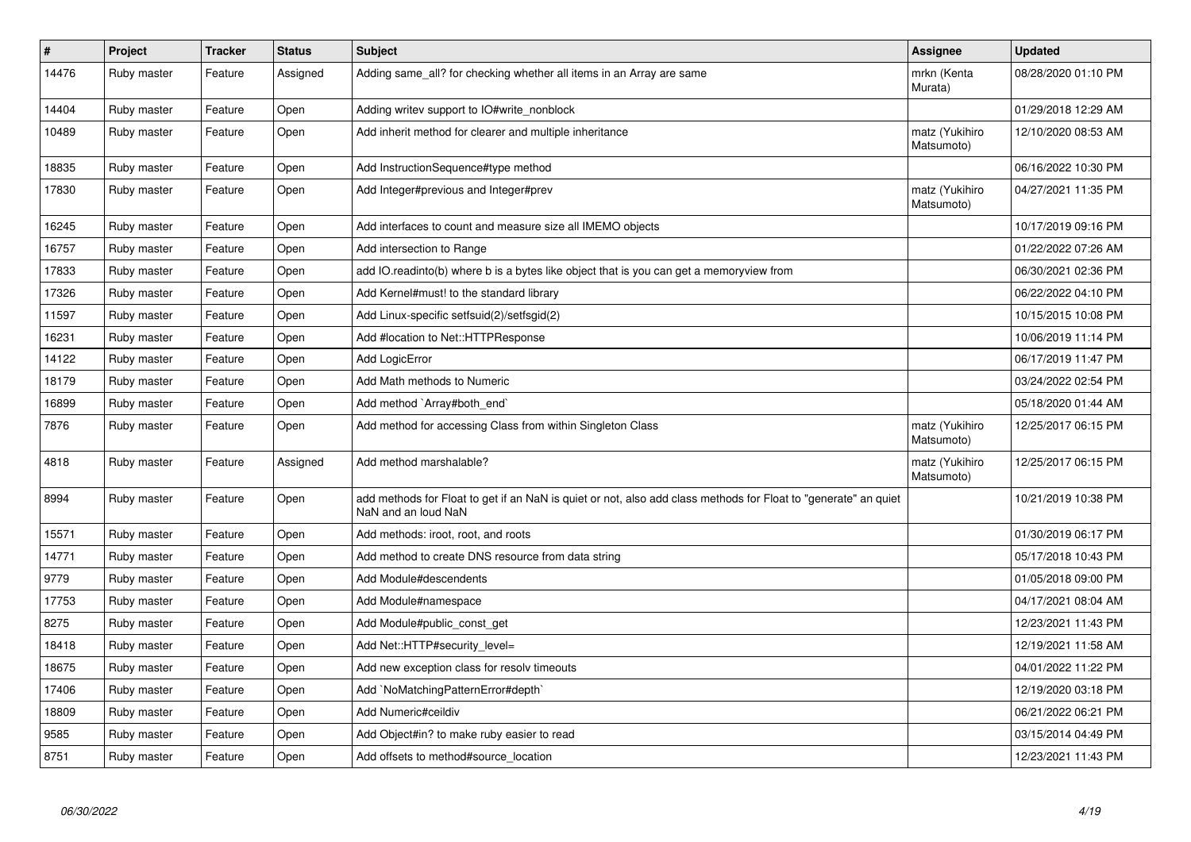| # | Project | Tracker | Status | Subject | Assignee | Updated |
|---|---|---|---|---|---|---|
| 14476 | Ruby master | Feature | Assigned | Adding same_all? for checking whether all items in an Array are same | mrkn (Kenta Murata) | 08/28/2020 01:10 PM |
| 14404 | Ruby master | Feature | Open | Adding writev support to IO#write_nonblock | | 01/29/2018 12:29 AM |
| 10489 | Ruby master | Feature | Open | Add inherit method for clearer and multiple inheritance | matz (Yukihiro Matsumoto) | 12/10/2020 08:53 AM |
| 18835 | Ruby master | Feature | Open | Add InstructionSequence#type method | | 06/16/2022 10:30 PM |
| 17830 | Ruby master | Feature | Open | Add Integer#previous and Integer#prev | matz (Yukihiro Matsumoto) | 04/27/2021 11:35 PM |
| 16245 | Ruby master | Feature | Open | Add interfaces to count and measure size all IMEMO objects | | 10/17/2019 09:16 PM |
| 16757 | Ruby master | Feature | Open | Add intersection to Range | | 01/22/2022 07:26 AM |
| 17833 | Ruby master | Feature | Open | add IO.readinto(b) where b is a bytes like object that is you can get a memoryview from | | 06/30/2021 02:36 PM |
| 17326 | Ruby master | Feature | Open | Add Kernel#must! to the standard library | | 06/22/2022 04:10 PM |
| 11597 | Ruby master | Feature | Open | Add Linux-specific setfsuid(2)/setfsgid(2) | | 10/15/2015 10:08 PM |
| 16231 | Ruby master | Feature | Open | Add #location to Net::HTTPResponse | | 10/06/2019 11:14 PM |
| 14122 | Ruby master | Feature | Open | Add LogicError | | 06/17/2019 11:47 PM |
| 18179 | Ruby master | Feature | Open | Add Math methods to Numeric | | 03/24/2022 02:54 PM |
| 16899 | Ruby master | Feature | Open | Add method `Array#both_end` | | 05/18/2020 01:44 AM |
| 7876 | Ruby master | Feature | Open | Add method for accessing Class from within Singleton Class | matz (Yukihiro Matsumoto) | 12/25/2017 06:15 PM |
| 4818 | Ruby master | Feature | Assigned | Add method marshalable? | matz (Yukihiro Matsumoto) | 12/25/2017 06:15 PM |
| 8994 | Ruby master | Feature | Open | add methods for Float to get if an NaN is quiet or not, also add class methods for Float to "generate" an quiet NaN and an loud NaN | | 10/21/2019 10:38 PM |
| 15571 | Ruby master | Feature | Open | Add methods: iroot, root, and roots | | 01/30/2019 06:17 PM |
| 14771 | Ruby master | Feature | Open | Add method to create DNS resource from data string | | 05/17/2018 10:43 PM |
| 9779 | Ruby master | Feature | Open | Add Module#descendents | | 01/05/2018 09:00 PM |
| 17753 | Ruby master | Feature | Open | Add Module#namespace | | 04/17/2021 08:04 AM |
| 8275 | Ruby master | Feature | Open | Add Module#public_const_get | | 12/23/2021 11:43 PM |
| 18418 | Ruby master | Feature | Open | Add Net::HTTP#security_level= | | 12/19/2021 11:58 AM |
| 18675 | Ruby master | Feature | Open | Add new exception class for resolv timeouts | | 04/01/2022 11:22 PM |
| 17406 | Ruby master | Feature | Open | Add `NoMatchingPatternError#depth` | | 12/19/2020 03:18 PM |
| 18809 | Ruby master | Feature | Open | Add Numeric#ceildiv | | 06/21/2022 06:21 PM |
| 9585 | Ruby master | Feature | Open | Add Object#in? to make ruby easier to read | | 03/15/2014 04:49 PM |
| 8751 | Ruby master | Feature | Open | Add offsets to method#source_location | | 12/23/2021 11:43 PM |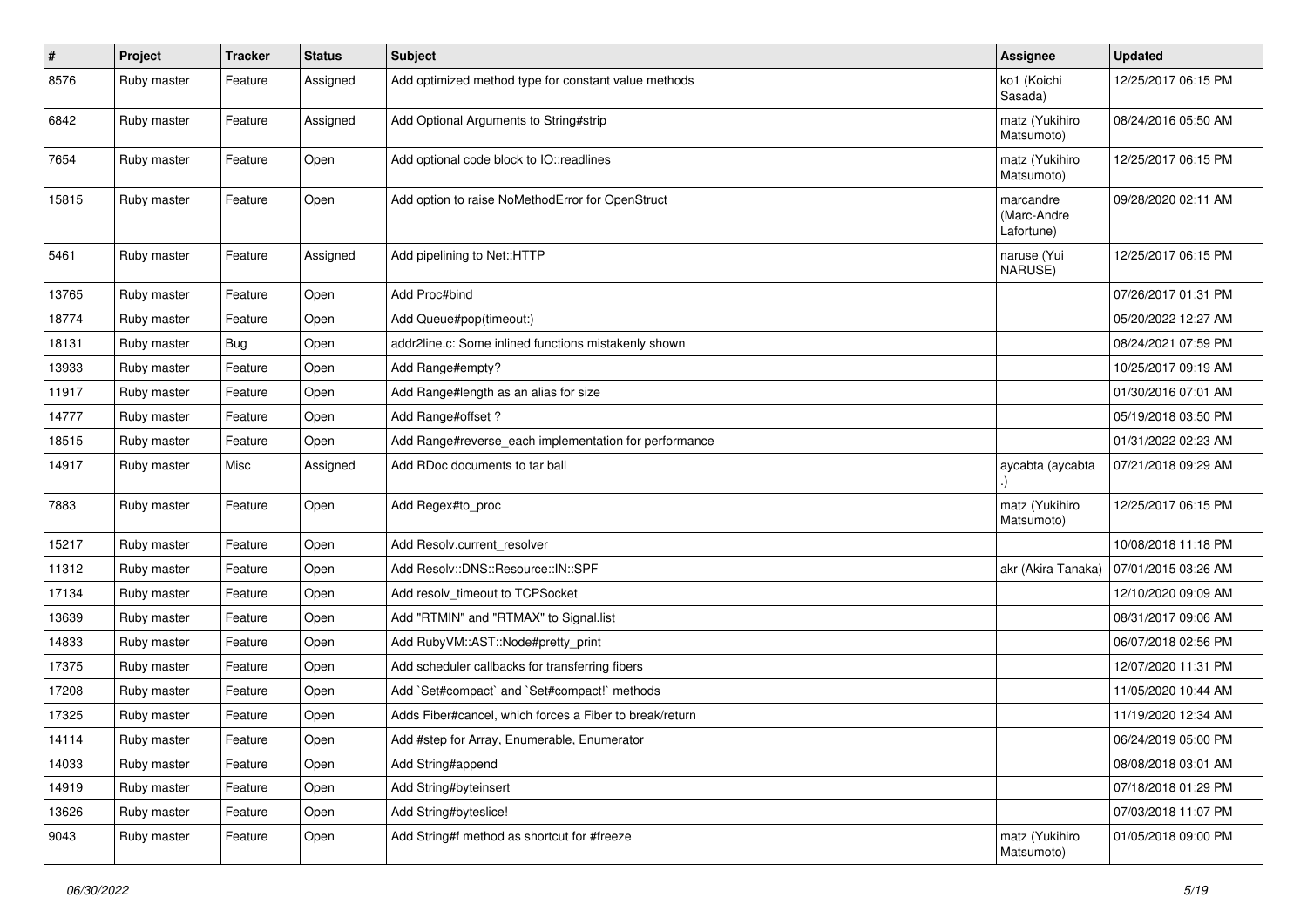| # | Project | Tracker | Status | Subject | Assignee | Updated |
|---|---|---|---|---|---|---|
| 8576 | Ruby master | Feature | Assigned | Add optimized method type for constant value methods | ko1 (Koichi Sasada) | 12/25/2017 06:15 PM |
| 6842 | Ruby master | Feature | Assigned | Add Optional Arguments to String#strip | matz (Yukihiro Matsumoto) | 08/24/2016 05:50 AM |
| 7654 | Ruby master | Feature | Open | Add optional code block to IO::readlines | matz (Yukihiro Matsumoto) | 12/25/2017 06:15 PM |
| 15815 | Ruby master | Feature | Open | Add option to raise NoMethodError for OpenStruct | marcandre (Marc-Andre Lafortune) | 09/28/2020 02:11 AM |
| 5461 | Ruby master | Feature | Assigned | Add pipelining to Net::HTTP | naruse (Yui NARUSE) | 12/25/2017 06:15 PM |
| 13765 | Ruby master | Feature | Open | Add Proc#bind | | 07/26/2017 01:31 PM |
| 18774 | Ruby master | Feature | Open | Add Queue#pop(timeout:) | | 05/20/2022 12:27 AM |
| 18131 | Ruby master | Bug | Open | addr2line.c: Some inlined functions mistakenly shown | | 08/24/2021 07:59 PM |
| 13933 | Ruby master | Feature | Open | Add Range#empty? | | 10/25/2017 09:19 AM |
| 11917 | Ruby master | Feature | Open | Add Range#length as an alias for size | | 01/30/2016 07:01 AM |
| 14777 | Ruby master | Feature | Open | Add Range#offset ? | | 05/19/2018 03:50 PM |
| 18515 | Ruby master | Feature | Open | Add Range#reverse_each implementation for performance | | 01/31/2022 02:23 AM |
| 14917 | Ruby master | Misc | Assigned | Add RDoc documents to tar ball | aycabta (aycabta .) | 07/21/2018 09:29 AM |
| 7883 | Ruby master | Feature | Open | Add Regex#to_proc | matz (Yukihiro Matsumoto) | 12/25/2017 06:15 PM |
| 15217 | Ruby master | Feature | Open | Add Resolv.current_resolver | | 10/08/2018 11:18 PM |
| 11312 | Ruby master | Feature | Open | Add Resolv::DNS::Resource::IN::SPF | akr (Akira Tanaka) | 07/01/2015 03:26 AM |
| 17134 | Ruby master | Feature | Open | Add resolv_timeout to TCPSocket | | 12/10/2020 09:09 AM |
| 13639 | Ruby master | Feature | Open | Add "RTMIN" and "RTMAX" to Signal.list | | 08/31/2017 09:06 AM |
| 14833 | Ruby master | Feature | Open | Add RubyVM::AST::Node#pretty_print | | 06/07/2018 02:56 PM |
| 17375 | Ruby master | Feature | Open | Add scheduler callbacks for transferring fibers | | 12/07/2020 11:31 PM |
| 17208 | Ruby master | Feature | Open | Add `Set#compact` and `Set#compact!` methods | | 11/05/2020 10:44 AM |
| 17325 | Ruby master | Feature | Open | Adds Fiber#cancel, which forces a Fiber to break/return | | 11/19/2020 12:34 AM |
| 14114 | Ruby master | Feature | Open | Add #step for Array, Enumerable, Enumerator | | 06/24/2019 05:00 PM |
| 14033 | Ruby master | Feature | Open | Add String#append | | 08/08/2018 03:01 AM |
| 14919 | Ruby master | Feature | Open | Add String#byteinsert | | 07/18/2018 01:29 PM |
| 13626 | Ruby master | Feature | Open | Add String#byteslice! | | 07/03/2018 11:07 PM |
| 9043 | Ruby master | Feature | Open | Add String#f method as shortcut for #freeze | matz (Yukihiro Matsumoto) | 01/05/2018 09:00 PM |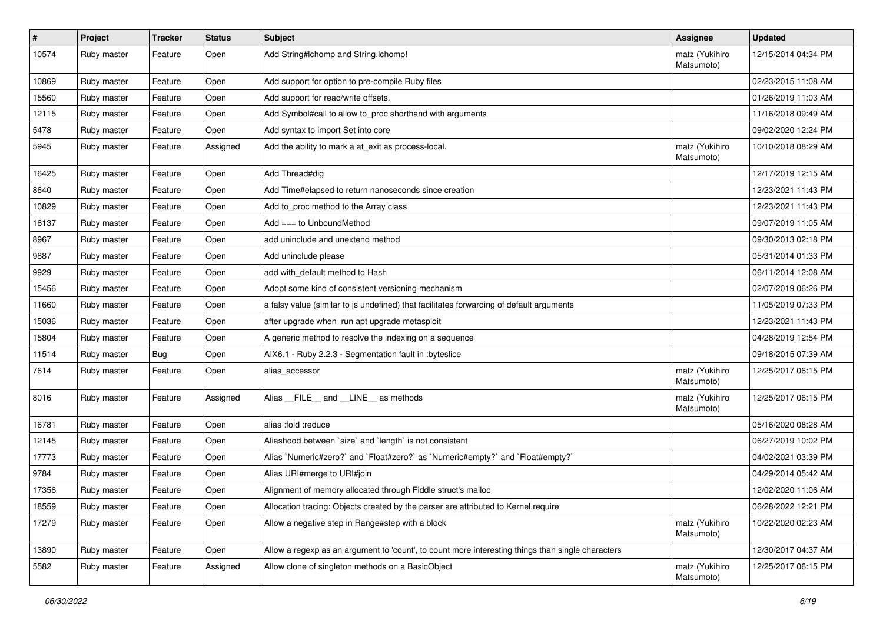| # | Project | Tracker | Status | Subject | Assignee | Updated |
|---|---|---|---|---|---|---|
| 10574 | Ruby master | Feature | Open | Add String#lchomp and String.lchomp! | matz (Yukihiro Matsumoto) | 12/15/2014 04:34 PM |
| 10869 | Ruby master | Feature | Open | Add support for option to pre-compile Ruby files | | 02/23/2015 11:08 AM |
| 15560 | Ruby master | Feature | Open | Add support for read/write offsets. | | 01/26/2019 11:03 AM |
| 12115 | Ruby master | Feature | Open | Add Symbol#call to allow to_proc shorthand with arguments | | 11/16/2018 09:49 AM |
| 5478 | Ruby master | Feature | Open | Add syntax to import Set into core | | 09/02/2020 12:24 PM |
| 5945 | Ruby master | Feature | Assigned | Add the ability to mark a at_exit as process-local. | matz (Yukihiro Matsumoto) | 10/10/2018 08:29 AM |
| 16425 | Ruby master | Feature | Open | Add Thread#dig | | 12/17/2019 12:15 AM |
| 8640 | Ruby master | Feature | Open | Add Time#elapsed to return nanoseconds since creation | | 12/23/2021 11:43 PM |
| 10829 | Ruby master | Feature | Open | Add to_proc method to the Array class | | 12/23/2021 11:43 PM |
| 16137 | Ruby master | Feature | Open | Add === to UnboundMethod | | 09/07/2019 11:05 AM |
| 8967 | Ruby master | Feature | Open | add uninclude and unextend method | | 09/30/2013 02:18 PM |
| 9887 | Ruby master | Feature | Open | Add uninclude please | | 05/31/2014 01:33 PM |
| 9929 | Ruby master | Feature | Open | add with_default method to Hash | | 06/11/2014 12:08 AM |
| 15456 | Ruby master | Feature | Open | Adopt some kind of consistent versioning mechanism | | 02/07/2019 06:26 PM |
| 11660 | Ruby master | Feature | Open | a falsy value (similar to js undefined) that facilitates forwarding of default arguments | | 11/05/2019 07:33 PM |
| 15036 | Ruby master | Feature | Open | after upgrade when run apt upgrade metasploit | | 12/23/2021 11:43 PM |
| 15804 | Ruby master | Feature | Open | A generic method to resolve the indexing on a sequence | | 04/28/2019 12:54 PM |
| 11514 | Ruby master | Bug | Open | AIX6.1 - Ruby 2.2.3 - Segmentation fault in :byteslice | | 09/18/2015 07:39 AM |
| 7614 | Ruby master | Feature | Open | alias_accessor | matz (Yukihiro Matsumoto) | 12/25/2017 06:15 PM |
| 8016 | Ruby master | Feature | Assigned | Alias __FILE__ and __LINE__ as methods | matz (Yukihiro Matsumoto) | 12/25/2017 06:15 PM |
| 16781 | Ruby master | Feature | Open | alias :fold :reduce | | 05/16/2020 08:28 AM |
| 12145 | Ruby master | Feature | Open | Aliashood between `size` and `length` is not consistent | | 06/27/2019 10:02 PM |
| 17773 | Ruby master | Feature | Open | Alias `Numeric#zero?` and `Float#zero?` as `Numeric#empty?` and `Float#empty?` | | 04/02/2021 03:39 PM |
| 9784 | Ruby master | Feature | Open | Alias URI#merge to URI#join | | 04/29/2014 05:42 AM |
| 17356 | Ruby master | Feature | Open | Alignment of memory allocated through Fiddle struct's malloc | | 12/02/2020 11:06 AM |
| 18559 | Ruby master | Feature | Open | Allocation tracing: Objects created by the parser are attributed to Kernel.require | | 06/28/2022 12:21 PM |
| 17279 | Ruby master | Feature | Open | Allow a negative step in Range#step with a block | matz (Yukihiro Matsumoto) | 10/22/2020 02:23 AM |
| 13890 | Ruby master | Feature | Open | Allow a regexp as an argument to 'count', to count more interesting things than single characters | | 12/30/2017 04:37 AM |
| 5582 | Ruby master | Feature | Assigned | Allow clone of singleton methods on a BasicObject | matz (Yukihiro Matsumoto) | 12/25/2017 06:15 PM |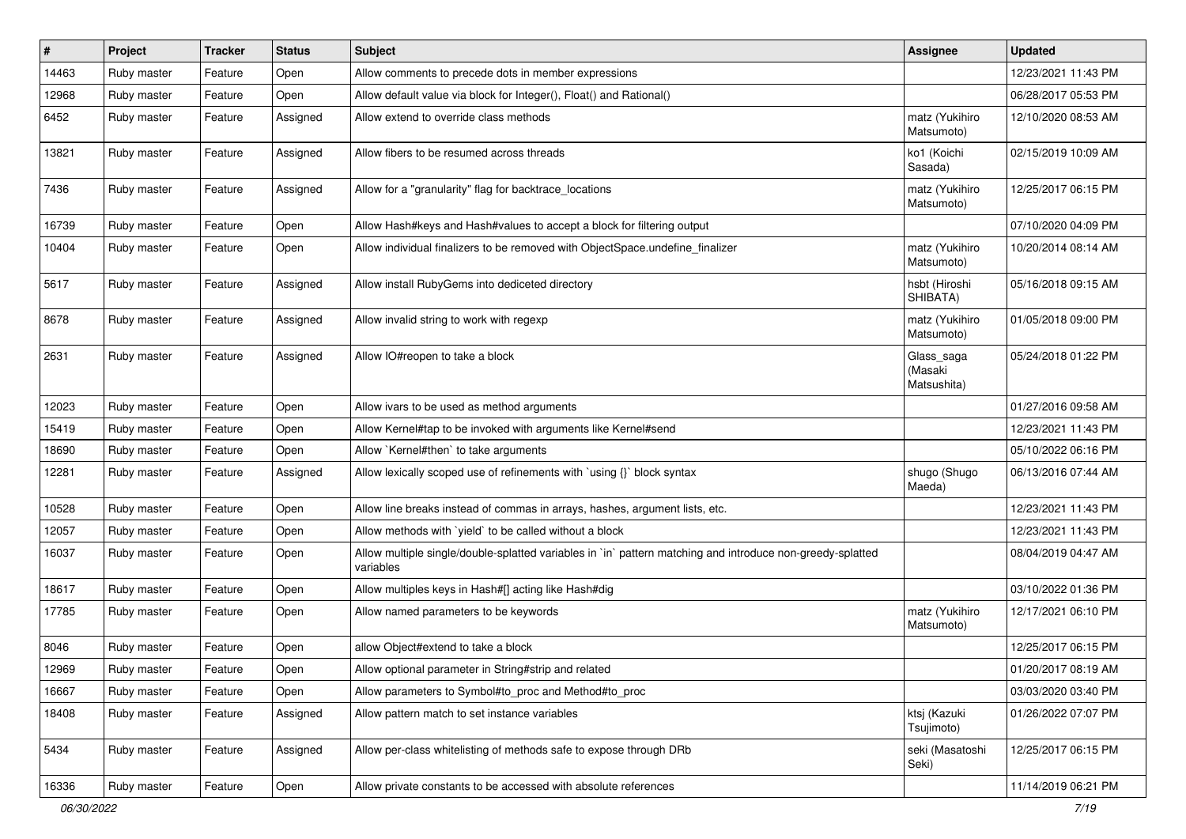| # | Project | Tracker | Status | Subject | Assignee | Updated |
|---|---|---|---|---|---|---|
| 14463 | Ruby master | Feature | Open | Allow comments to precede dots in member expressions | | 12/23/2021 11:43 PM |
| 12968 | Ruby master | Feature | Open | Allow default value via block for Integer(), Float() and Rational() | | 06/28/2017 05:53 PM |
| 6452 | Ruby master | Feature | Assigned | Allow extend to override class methods | matz (Yukihiro Matsumoto) | 12/10/2020 08:53 AM |
| 13821 | Ruby master | Feature | Assigned | Allow fibers to be resumed across threads | ko1 (Koichi Sasada) | 02/15/2019 10:09 AM |
| 7436 | Ruby master | Feature | Assigned | Allow for a "granularity" flag for backtrace_locations | matz (Yukihiro Matsumoto) | 12/25/2017 06:15 PM |
| 16739 | Ruby master | Feature | Open | Allow Hash#keys and Hash#values to accept a block for filtering output | | 07/10/2020 04:09 PM |
| 10404 | Ruby master | Feature | Open | Allow individual finalizers to be removed with ObjectSpace.undefine_finalizer | matz (Yukihiro Matsumoto) | 10/20/2014 08:14 AM |
| 5617 | Ruby master | Feature | Assigned | Allow install RubyGems into dediceted directory | hsbt (Hiroshi SHIBATA) | 05/16/2018 09:15 AM |
| 8678 | Ruby master | Feature | Assigned | Allow invalid string to work with regexp | matz (Yukihiro Matsumoto) | 01/05/2018 09:00 PM |
| 2631 | Ruby master | Feature | Assigned | Allow IO#reopen to take a block | Glass_saga (Masaki Matsushita) | 05/24/2018 01:22 PM |
| 12023 | Ruby master | Feature | Open | Allow ivars to be used as method arguments | | 01/27/2016 09:58 AM |
| 15419 | Ruby master | Feature | Open | Allow Kernel#tap to be invoked with arguments like Kernel#send | | 12/23/2021 11:43 PM |
| 18690 | Ruby master | Feature | Open | Allow `Kernel#then` to take arguments | | 05/10/2022 06:16 PM |
| 12281 | Ruby master | Feature | Assigned | Allow lexically scoped use of refinements with `using {}` block syntax | shugo (Shugo Maeda) | 06/13/2016 07:44 AM |
| 10528 | Ruby master | Feature | Open | Allow line breaks instead of commas in arrays, hashes, argument lists, etc. | | 12/23/2021 11:43 PM |
| 12057 | Ruby master | Feature | Open | Allow methods with `yield` to be called without a block | | 12/23/2021 11:43 PM |
| 16037 | Ruby master | Feature | Open | Allow multiple single/double-splatted variables in `in` pattern matching and introduce non-greedy-splatted variables | | 08/04/2019 04:47 AM |
| 18617 | Ruby master | Feature | Open | Allow multiples keys in Hash#[] acting like Hash#dig | | 03/10/2022 01:36 PM |
| 17785 | Ruby master | Feature | Open | Allow named parameters to be keywords | matz (Yukihiro Matsumoto) | 12/17/2021 06:10 PM |
| 8046 | Ruby master | Feature | Open | allow Object#extend to take a block | | 12/25/2017 06:15 PM |
| 12969 | Ruby master | Feature | Open | Allow optional parameter in String#strip and related | | 01/20/2017 08:19 AM |
| 16667 | Ruby master | Feature | Open | Allow parameters to Symbol#to_proc and Method#to_proc | | 03/03/2020 03:40 PM |
| 18408 | Ruby master | Feature | Assigned | Allow pattern match to set instance variables | ktsj (Kazuki Tsujimoto) | 01/26/2022 07:07 PM |
| 5434 | Ruby master | Feature | Assigned | Allow per-class whitelisting of methods safe to expose through DRb | seki (Masatoshi Seki) | 12/25/2017 06:15 PM |
| 16336 | Ruby master | Feature | Open | Allow private constants to be accessed with absolute references | | 11/14/2019 06:21 PM |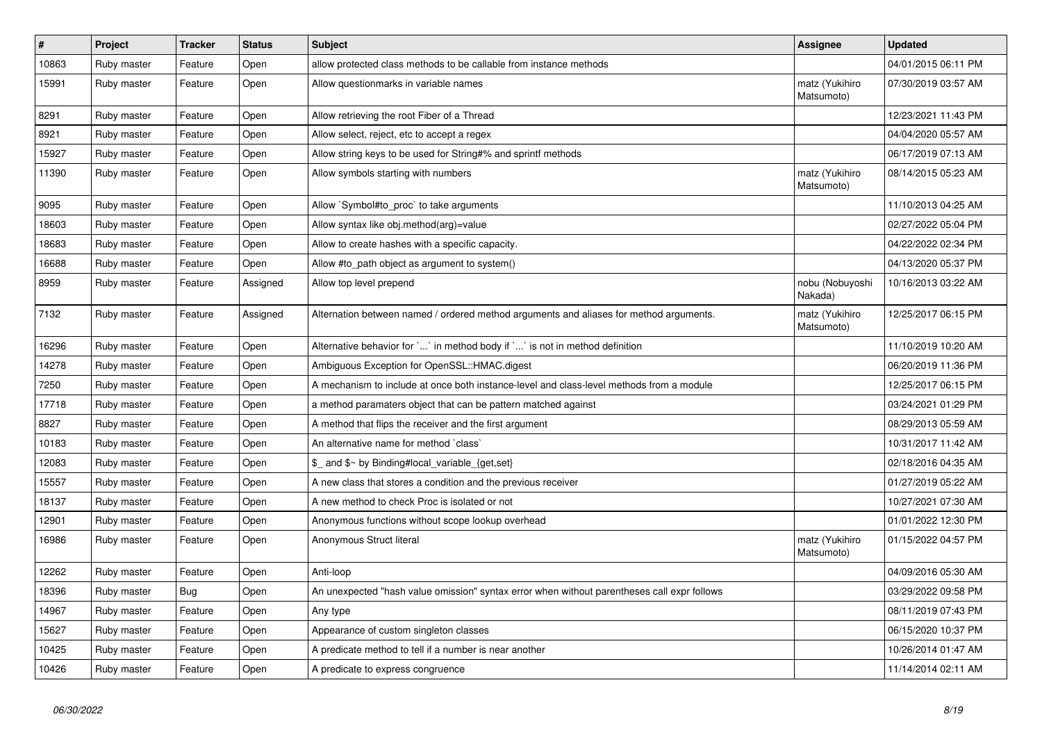| # | Project | Tracker | Status | Subject | Assignee | Updated |
|---|---|---|---|---|---|---|
| 10863 | Ruby master | Feature | Open | allow protected class methods to be callable from instance methods | | 04/01/2015 06:11 PM |
| 15991 | Ruby master | Feature | Open | Allow questionmarks in variable names | matz (Yukihiro Matsumoto) | 07/30/2019 03:57 AM |
| 8291 | Ruby master | Feature | Open | Allow retrieving the root Fiber of a Thread | | 12/23/2021 11:43 PM |
| 8921 | Ruby master | Feature | Open | Allow select, reject, etc to accept a regex | | 04/04/2020 05:57 AM |
| 15927 | Ruby master | Feature | Open | Allow string keys to be used for String#% and sprintf methods | | 06/17/2019 07:13 AM |
| 11390 | Ruby master | Feature | Open | Allow symbols starting with numbers | matz (Yukihiro Matsumoto) | 08/14/2015 05:23 AM |
| 9095 | Ruby master | Feature | Open | Allow `Symbol#to_proc` to take arguments | | 11/10/2013 04:25 AM |
| 18603 | Ruby master | Feature | Open | Allow syntax like obj.method(arg)=value | | 02/27/2022 05:04 PM |
| 18683 | Ruby master | Feature | Open | Allow to create hashes with a specific capacity. | | 04/22/2022 02:34 PM |
| 16688 | Ruby master | Feature | Open | Allow #to_path object as argument to system() | | 04/13/2020 05:37 PM |
| 8959 | Ruby master | Feature | Assigned | Allow top level prepend | nobu (Nobuyoshi Nakada) | 10/16/2013 03:22 AM |
| 7132 | Ruby master | Feature | Assigned | Alternation between named / ordered method arguments and aliases for method arguments. | matz (Yukihiro Matsumoto) | 12/25/2017 06:15 PM |
| 16296 | Ruby master | Feature | Open | Alternative behavior for `...` in method body if `...` is not in method definition | | 11/10/2019 10:20 AM |
| 14278 | Ruby master | Feature | Open | Ambiguous Exception for OpenSSL::HMAC.digest | | 06/20/2019 11:36 PM |
| 7250 | Ruby master | Feature | Open | A mechanism to include at once both instance-level and class-level methods from a module | | 12/25/2017 06:15 PM |
| 17718 | Ruby master | Feature | Open | a method paramaters object that can be pattern matched against | | 03/24/2021 01:29 PM |
| 8827 | Ruby master | Feature | Open | A method that flips the receiver and the first argument | | 08/29/2013 05:59 AM |
| 10183 | Ruby master | Feature | Open | An alternative name for method `class` | | 10/31/2017 11:42 AM |
| 12083 | Ruby master | Feature | Open | $_ and $~ by Binding#local_variable_{get,set} | | 02/18/2016 04:35 AM |
| 15557 | Ruby master | Feature | Open | A new class that stores a condition and the previous receiver | | 01/27/2019 05:22 AM |
| 18137 | Ruby master | Feature | Open | A new method to check Proc is isolated or not | | 10/27/2021 07:30 AM |
| 12901 | Ruby master | Feature | Open | Anonymous functions without scope lookup overhead | | 01/01/2022 12:30 PM |
| 16986 | Ruby master | Feature | Open | Anonymous Struct literal | matz (Yukihiro Matsumoto) | 01/15/2022 04:57 PM |
| 12262 | Ruby master | Feature | Open | Anti-loop | | 04/09/2016 05:30 AM |
| 18396 | Ruby master | Bug | Open | An unexpected "hash value omission" syntax error when without parentheses call expr follows | | 03/29/2022 09:58 PM |
| 14967 | Ruby master | Feature | Open | Any type | | 08/11/2019 07:43 PM |
| 15627 | Ruby master | Feature | Open | Appearance of custom singleton classes | | 06/15/2020 10:37 PM |
| 10425 | Ruby master | Feature | Open | A predicate method to tell if a number is near another | | 10/26/2014 01:47 AM |
| 10426 | Ruby master | Feature | Open | A predicate to express congruence | | 11/14/2014 02:11 AM |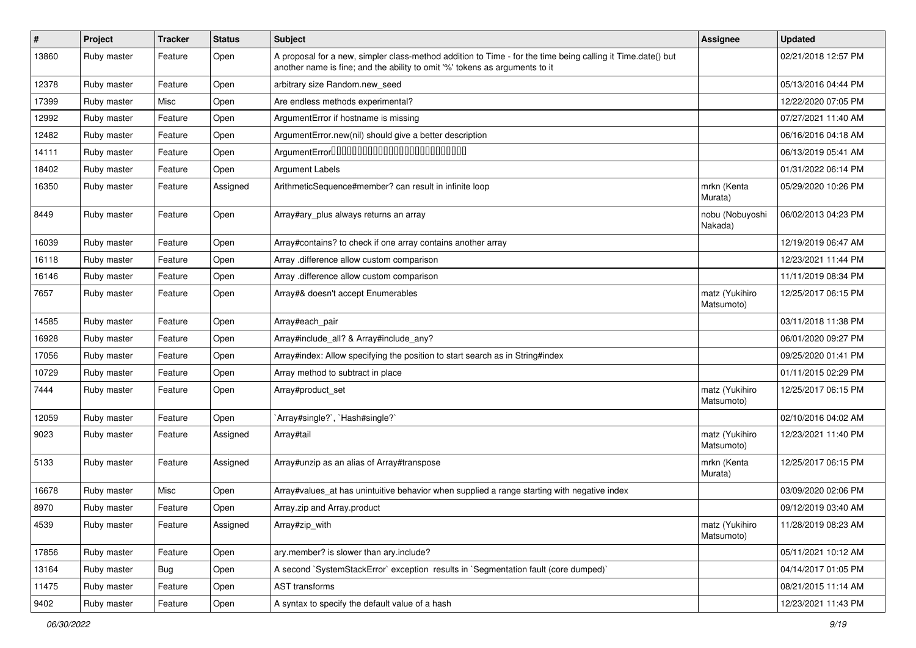| # | Project | Tracker | Status | Subject | Assignee | Updated |
| --- | --- | --- | --- | --- | --- | --- |
| 13860 | Ruby master | Feature | Open | A proposal for a new, simpler class-method addition to Time - for the time being calling it Time.date() but another name is fine; and the ability to omit '%' tokens as arguments to it | | 02/21/2018 12:57 PM |
| 12378 | Ruby master | Feature | Open | arbitrary size Random.new_seed | | 05/13/2016 04:44 PM |
| 17399 | Ruby master | Misc | Open | Are endless methods experimental? | | 12/22/2020 07:05 PM |
| 12992 | Ruby master | Feature | Open | ArgumentError if hostname is missing | | 07/27/2021 11:40 AM |
| 12482 | Ruby master | Feature | Open | ArgumentError.new(nil) should give a better description | | 06/16/2016 04:18 AM |
| 14111 | Ruby master | Feature | Open | ArgumentError□□□□□□□□□□□□□□□□□□□□□□□□□□□ | | 06/13/2019 05:41 AM |
| 18402 | Ruby master | Feature | Open | Argument Labels | | 01/31/2022 06:14 PM |
| 16350 | Ruby master | Feature | Assigned | ArithmeticSequence#member? can result in infinite loop | mrkn (Kenta Murata) | 05/29/2020 10:26 PM |
| 8449 | Ruby master | Feature | Open | Array#ary_plus always returns an array | nobu (Nobuyoshi Nakada) | 06/02/2013 04:23 PM |
| 16039 | Ruby master | Feature | Open | Array#contains? to check if one array contains another array | | 12/19/2019 06:47 AM |
| 16118 | Ruby master | Feature | Open | Array .difference allow custom comparison | | 12/23/2021 11:44 PM |
| 16146 | Ruby master | Feature | Open | Array .difference allow custom comparison | | 11/11/2019 08:34 PM |
| 7657 | Ruby master | Feature | Open | Array#& doesn't accept Enumerables | matz (Yukihiro Matsumoto) | 12/25/2017 06:15 PM |
| 14585 | Ruby master | Feature | Open | Array#each_pair | | 03/11/2018 11:38 PM |
| 16928 | Ruby master | Feature | Open | Array#include_all? & Array#include_any? | | 06/01/2020 09:27 PM |
| 17056 | Ruby master | Feature | Open | Array#index: Allow specifying the position to start search as in String#index | | 09/25/2020 01:41 PM |
| 10729 | Ruby master | Feature | Open | Array method to subtract in place | | 01/11/2015 02:29 PM |
| 7444 | Ruby master | Feature | Open | Array#product_set | matz (Yukihiro Matsumoto) | 12/25/2017 06:15 PM |
| 12059 | Ruby master | Feature | Open | `Array#single?`, `Hash#single?` | | 02/10/2016 04:02 AM |
| 9023 | Ruby master | Feature | Assigned | Array#tail | matz (Yukihiro Matsumoto) | 12/23/2021 11:40 PM |
| 5133 | Ruby master | Feature | Assigned | Array#unzip as an alias of Array#transpose | mrkn (Kenta Murata) | 12/25/2017 06:15 PM |
| 16678 | Ruby master | Misc | Open | Array#values_at has unintuitive behavior when supplied a range starting with negative index | | 03/09/2020 02:06 PM |
| 8970 | Ruby master | Feature | Open | Array.zip and Array.product | | 09/12/2019 03:40 AM |
| 4539 | Ruby master | Feature | Assigned | Array#zip_with | matz (Yukihiro Matsumoto) | 11/28/2019 08:23 AM |
| 17856 | Ruby master | Feature | Open | ary.member? is slower than ary.include? | | 05/11/2021 10:12 AM |
| 13164 | Ruby master | Bug | Open | A second `SystemStackError` exception results in `Segmentation fault (core dumped)` | | 04/14/2017 01:05 PM |
| 11475 | Ruby master | Feature | Open | AST transforms | | 08/21/2015 11:14 AM |
| 9402 | Ruby master | Feature | Open | A syntax to specify the default value of a hash | | 12/23/2021 11:43 PM |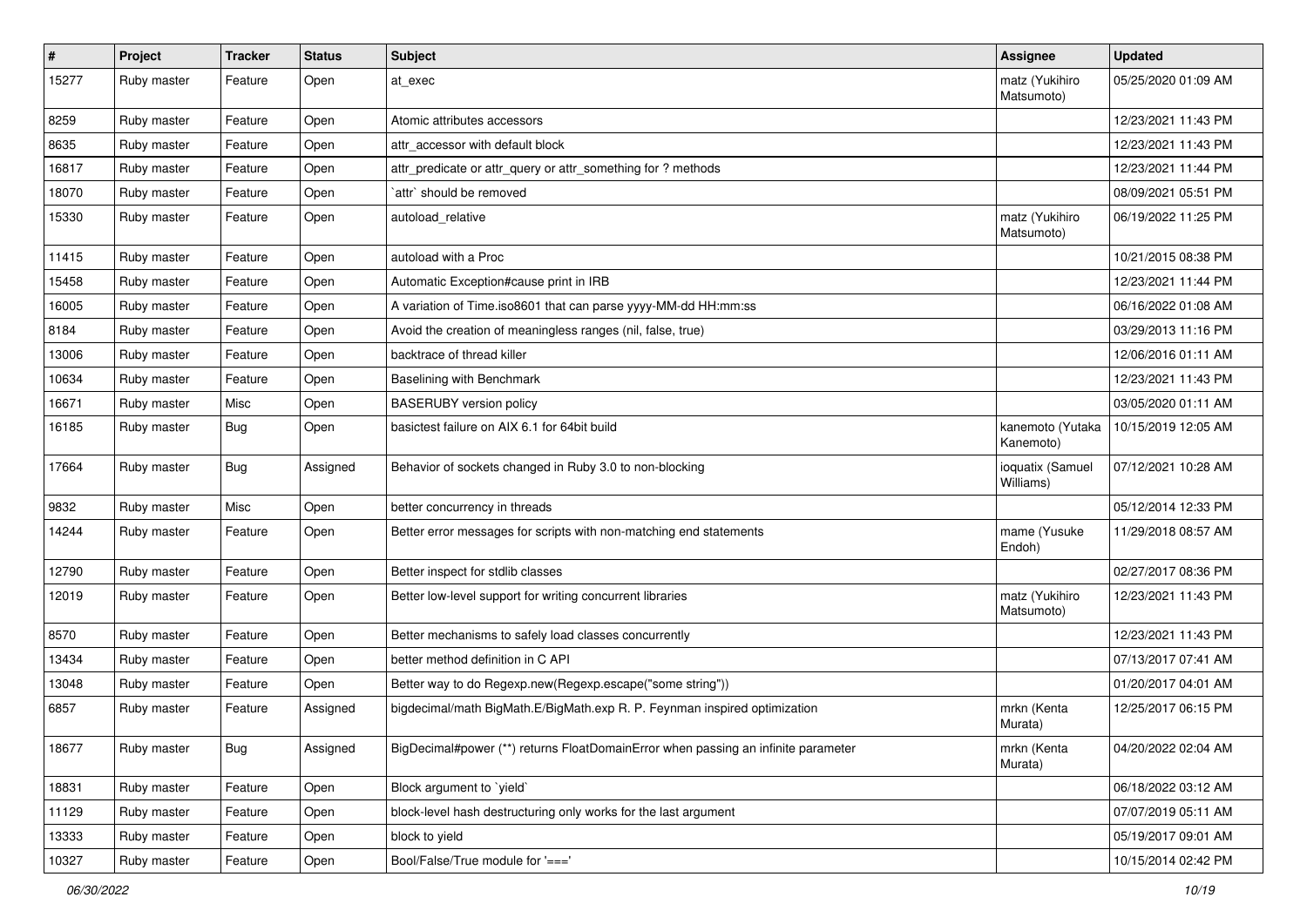| # | Project | Tracker | Status | Subject | Assignee | Updated |
| --- | --- | --- | --- | --- | --- | --- |
| 15277 | Ruby master | Feature | Open | at_exec | matz (Yukihiro Matsumoto) | 05/25/2020 01:09 AM |
| 8259 | Ruby master | Feature | Open | Atomic attributes accessors | | 12/23/2021 11:43 PM |
| 8635 | Ruby master | Feature | Open | attr_accessor with default block | | 12/23/2021 11:43 PM |
| 16817 | Ruby master | Feature | Open | attr_predicate or attr_query or attr_something for ? methods | | 12/23/2021 11:44 PM |
| 18070 | Ruby master | Feature | Open | `attr` should be removed | | 08/09/2021 05:51 PM |
| 15330 | Ruby master | Feature | Open | autoload_relative | matz (Yukihiro Matsumoto) | 06/19/2022 11:25 PM |
| 11415 | Ruby master | Feature | Open | autoload with a Proc | | 10/21/2015 08:38 PM |
| 15458 | Ruby master | Feature | Open | Automatic Exception#cause print in IRB | | 12/23/2021 11:44 PM |
| 16005 | Ruby master | Feature | Open | A variation of Time.iso8601 that can parse yyyy-MM-dd HH:mm:ss | | 06/16/2022 01:08 AM |
| 8184 | Ruby master | Feature | Open | Avoid the creation of meaningless ranges (nil, false, true) | | 03/29/2013 11:16 PM |
| 13006 | Ruby master | Feature | Open | backtrace of thread killer | | 12/06/2016 01:11 AM |
| 10634 | Ruby master | Feature | Open | Baselining with Benchmark | | 12/23/2021 11:43 PM |
| 16671 | Ruby master | Misc | Open | BASERUBY version policy | | 03/05/2020 01:11 AM |
| 16185 | Ruby master | Bug | Open | basictest failure on AIX 6.1 for 64bit build | kanemoto (Yutaka Kanemoto) | 10/15/2019 12:05 AM |
| 17664 | Ruby master | Bug | Assigned | Behavior of sockets changed in Ruby 3.0 to non-blocking | ioquatix (Samuel Williams) | 07/12/2021 10:28 AM |
| 9832 | Ruby master | Misc | Open | better concurrency in threads | | 05/12/2014 12:33 PM |
| 14244 | Ruby master | Feature | Open | Better error messages for scripts with non-matching end statements | mame (Yusuke Endoh) | 11/29/2018 08:57 AM |
| 12790 | Ruby master | Feature | Open | Better inspect for stdlib classes | | 02/27/2017 08:36 PM |
| 12019 | Ruby master | Feature | Open | Better low-level support for writing concurrent libraries | matz (Yukihiro Matsumoto) | 12/23/2021 11:43 PM |
| 8570 | Ruby master | Feature | Open | Better mechanisms to safely load classes concurrently | | 12/23/2021 11:43 PM |
| 13434 | Ruby master | Feature | Open | better method definition in C API | | 07/13/2017 07:41 AM |
| 13048 | Ruby master | Feature | Open | Better way to do Regexp.new(Regexp.escape("some string")) | | 01/20/2017 04:01 AM |
| 6857 | Ruby master | Feature | Assigned | bigdecimal/math BigMath.E/BigMath.exp R. P. Feynman inspired optimization | mrkn (Kenta Murata) | 12/25/2017 06:15 PM |
| 18677 | Ruby master | Bug | Assigned | BigDecimal#power (**) returns FloatDomainError when passing an infinite parameter | mrkn (Kenta Murata) | 04/20/2022 02:04 AM |
| 18831 | Ruby master | Feature | Open | Block argument to `yield` | | 06/18/2022 03:12 AM |
| 11129 | Ruby master | Feature | Open | block-level hash destructuring only works for the last argument | | 07/07/2019 05:11 AM |
| 13333 | Ruby master | Feature | Open | block to yield | | 05/19/2017 09:01 AM |
| 10327 | Ruby master | Feature | Open | Bool/False/True module for '===' | | 10/15/2014 02:42 PM |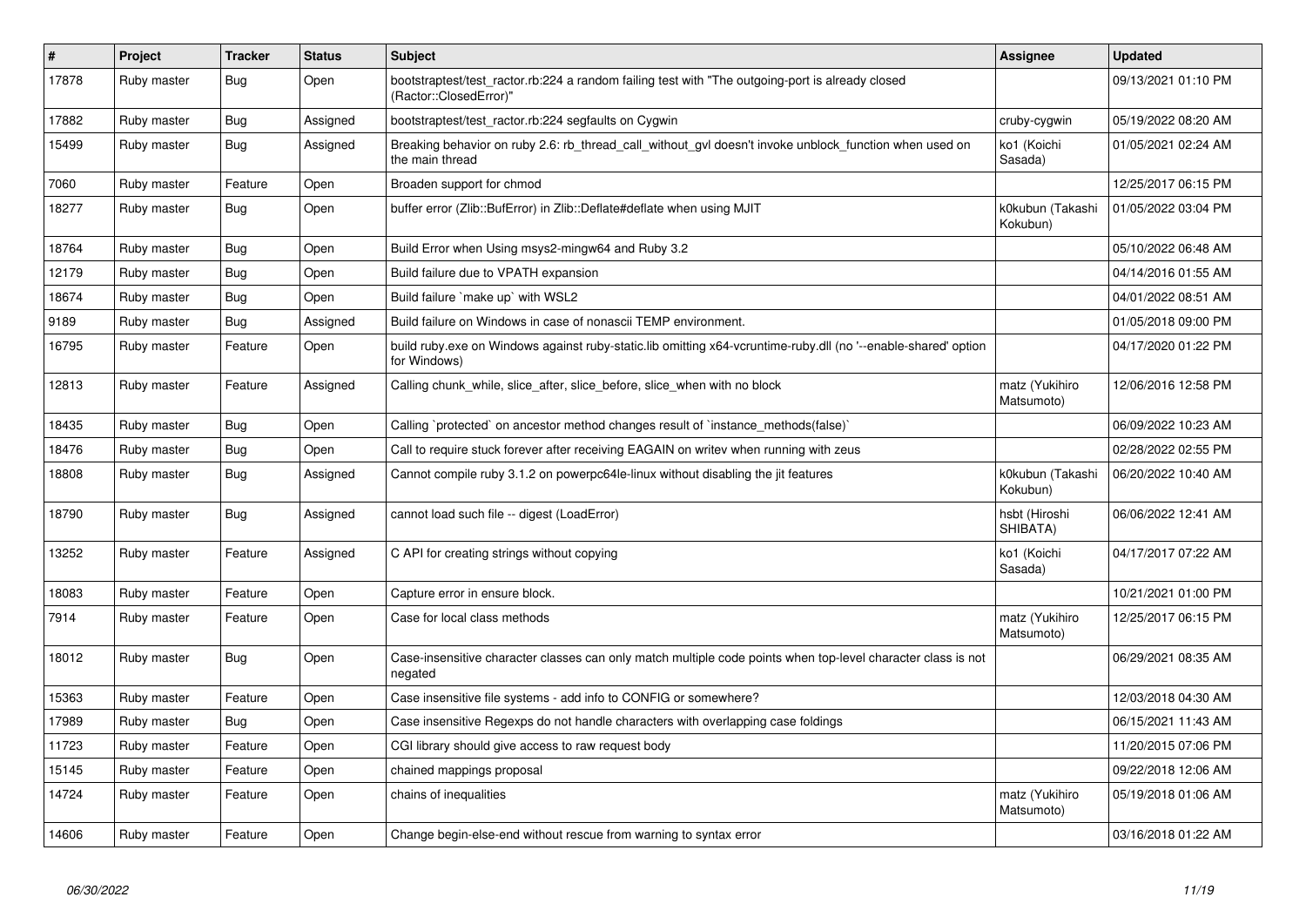| # | Project | Tracker | Status | Subject | Assignee | Updated |
|---|---|---|---|---|---|---|
| 17878 | Ruby master | Bug | Open | bootstraptest/test_ractor.rb:224 a random failing test with "The outgoing-port is already closed (Ractor::ClosedError)" | | 09/13/2021 01:10 PM |
| 17882 | Ruby master | Bug | Assigned | bootstraptest/test_ractor.rb:224 segfaults on Cygwin | cruby-cygwin | 05/19/2022 08:20 AM |
| 15499 | Ruby master | Bug | Assigned | Breaking behavior on ruby 2.6: rb_thread_call_without_gvl doesn't invoke unblock_function when used on the main thread | ko1 (Koichi Sasada) | 01/05/2021 02:24 AM |
| 7060 | Ruby master | Feature | Open | Broaden support for chmod | | 12/25/2017 06:15 PM |
| 18277 | Ruby master | Bug | Open | buffer error (Zlib::BufError) in Zlib::Deflate#deflate when using MJIT | k0kubun (Takashi Kokubun) | 01/05/2022 03:04 PM |
| 18764 | Ruby master | Bug | Open | Build Error when Using msys2-mingw64 and Ruby 3.2 | | 05/10/2022 06:48 AM |
| 12179 | Ruby master | Bug | Open | Build failure due to VPATH expansion | | 04/14/2016 01:55 AM |
| 18674 | Ruby master | Bug | Open | Build failure `make up` with WSL2 | | 04/01/2022 08:51 AM |
| 9189 | Ruby master | Bug | Assigned | Build failure on Windows in case of nonascii TEMP environment. | | 01/05/2018 09:00 PM |
| 16795 | Ruby master | Feature | Open | build ruby.exe on Windows against ruby-static.lib omitting x64-vcruntime-ruby.dll (no '--enable-shared' option for Windows) | | 04/17/2020 01:22 PM |
| 12813 | Ruby master | Feature | Assigned | Calling chunk_while, slice_after, slice_before, slice_when with no block | matz (Yukihiro Matsumoto) | 12/06/2016 12:58 PM |
| 18435 | Ruby master | Bug | Open | Calling `protected` on ancestor method changes result of `instance_methods(false)` | | 06/09/2022 10:23 AM |
| 18476 | Ruby master | Bug | Open | Call to require stuck forever after receiving EAGAIN on writev when running with zeus | | 02/28/2022 02:55 PM |
| 18808 | Ruby master | Bug | Assigned | Cannot compile ruby 3.1.2 on powerpc64le-linux without disabling the jit features | k0kubun (Takashi Kokubun) | 06/20/2022 10:40 AM |
| 18790 | Ruby master | Bug | Assigned | cannot load such file -- digest (LoadError) | hsbt (Hiroshi SHIBATA) | 06/06/2022 12:41 AM |
| 13252 | Ruby master | Feature | Assigned | C API for creating strings without copying | ko1 (Koichi Sasada) | 04/17/2017 07:22 AM |
| 18083 | Ruby master | Feature | Open | Capture error in ensure block. | | 10/21/2021 01:00 PM |
| 7914 | Ruby master | Feature | Open | Case for local class methods | matz (Yukihiro Matsumoto) | 12/25/2017 06:15 PM |
| 18012 | Ruby master | Bug | Open | Case-insensitive character classes can only match multiple code points when top-level character class is not negated | | 06/29/2021 08:35 AM |
| 15363 | Ruby master | Feature | Open | Case insensitive file systems - add info to CONFIG or somewhere? | | 12/03/2018 04:30 AM |
| 17989 | Ruby master | Bug | Open | Case insensitive Regexps do not handle characters with overlapping case foldings | | 06/15/2021 11:43 AM |
| 11723 | Ruby master | Feature | Open | CGI library should give access to raw request body | | 11/20/2015 07:06 PM |
| 15145 | Ruby master | Feature | Open | chained mappings proposal | | 09/22/2018 12:06 AM |
| 14724 | Ruby master | Feature | Open | chains of inequalities | matz (Yukihiro Matsumoto) | 05/19/2018 01:06 AM |
| 14606 | Ruby master | Feature | Open | Change begin-else-end without rescue from warning to syntax error | | 03/16/2018 01:22 AM |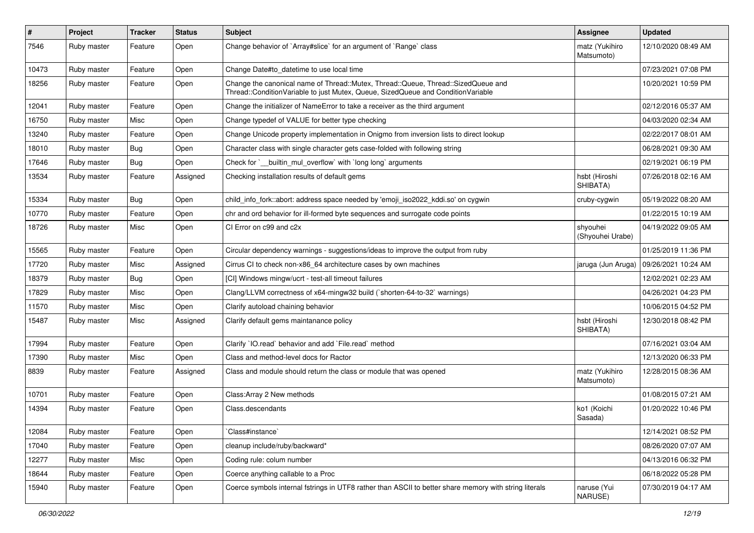| # | Project | Tracker | Status | Subject | Assignee | Updated |
|---|---|---|---|---|---|---|
| 7546 | Ruby master | Feature | Open | Change behavior of `Array#slice` for an argument of `Range` class | matz (Yukihiro Matsumoto) | 12/10/2020 08:49 AM |
| 10473 | Ruby master | Feature | Open | Change Date#to_datetime to use local time | | 07/23/2021 07:08 PM |
| 18256 | Ruby master | Feature | Open | Change the canonical name of Thread::Mutex, Thread::Queue, Thread::SizedQueue and Thread::ConditionVariable to just Mutex, Queue, SizedQueue and ConditionVariable | | 10/20/2021 10:59 PM |
| 12041 | Ruby master | Feature | Open | Change the initializer of NameError to take a receiver as the third argument | | 02/12/2016 05:37 AM |
| 16750 | Ruby master | Misc | Open | Change typedef of VALUE for better type checking | | 04/03/2020 02:34 AM |
| 13240 | Ruby master | Feature | Open | Change Unicode property implementation in Onigmo from inversion lists to direct lookup | | 02/22/2017 08:01 AM |
| 18010 | Ruby master | Bug | Open | Character class with single character gets case-folded with following string | | 06/28/2021 09:30 AM |
| 17646 | Ruby master | Bug | Open | Check for `__builtin_mul_overflow` with `long long` arguments | | 02/19/2021 06:19 PM |
| 13534 | Ruby master | Feature | Assigned | Checking installation results of default gems | hsbt (Hiroshi SHIBATA) | 07/26/2018 02:16 AM |
| 15334 | Ruby master | Bug | Open | child_info_fork::abort: address space needed by 'emoji_iso2022_kddi.so' on cygwin | cruby-cygwin | 05/19/2022 08:20 AM |
| 10770 | Ruby master | Feature | Open | chr and ord behavior for ill-formed byte sequences and surrogate code points | | 01/22/2015 10:19 AM |
| 18726 | Ruby master | Misc | Open | CI Error on c99 and c2x | shyouhei (Shyouhei Urabe) | 04/19/2022 09:05 AM |
| 15565 | Ruby master | Feature | Open | Circular dependency warnings - suggestions/ideas to improve the output from ruby | | 01/25/2019 11:36 PM |
| 17720 | Ruby master | Misc | Assigned | Cirrus CI to check non-x86_64 architecture cases by own machines | jaruga (Jun Aruga) | 09/26/2021 10:24 AM |
| 18379 | Ruby master | Bug | Open | [CI] Windows mingw/ucrt - test-all timeout failures | | 12/02/2021 02:23 AM |
| 17829 | Ruby master | Misc | Open | Clang/LLVM correctness of x64-mingw32 build (`shorten-64-to-32` warnings) | | 04/26/2021 04:23 PM |
| 11570 | Ruby master | Misc | Open | Clarify autoload chaining behavior | | 10/06/2015 04:52 PM |
| 15487 | Ruby master | Misc | Assigned | Clarify default gems maintanance policy | hsbt (Hiroshi SHIBATA) | 12/30/2018 08:42 PM |
| 17994 | Ruby master | Feature | Open | Clarify `IO.read` behavior and add `File.read` method | | 07/16/2021 03:04 AM |
| 17390 | Ruby master | Misc | Open | Class and method-level docs for Ractor | | 12/13/2020 06:33 PM |
| 8839 | Ruby master | Feature | Assigned | Class and module should return the class or module that was opened | matz (Yukihiro Matsumoto) | 12/28/2015 08:36 AM |
| 10701 | Ruby master | Feature | Open | Class:Array 2 New methods | | 01/08/2015 07:21 AM |
| 14394 | Ruby master | Feature | Open | Class.descendants | ko1 (Koichi Sasada) | 01/20/2022 10:46 PM |
| 12084 | Ruby master | Feature | Open | `Class#instance` | | 12/14/2021 08:52 PM |
| 17040 | Ruby master | Feature | Open | cleanup include/ruby/backward* | | 08/26/2020 07:07 AM |
| 12277 | Ruby master | Misc | Open | Coding rule: colum number | | 04/13/2016 06:32 PM |
| 18644 | Ruby master | Feature | Open | Coerce anything callable to a Proc | | 06/18/2022 05:28 PM |
| 15940 | Ruby master | Feature | Open | Coerce symbols internal fstrings in UTF8 rather than ASCII to better share memory with string literals | naruse (Yui NARUSE) | 07/30/2019 04:17 AM |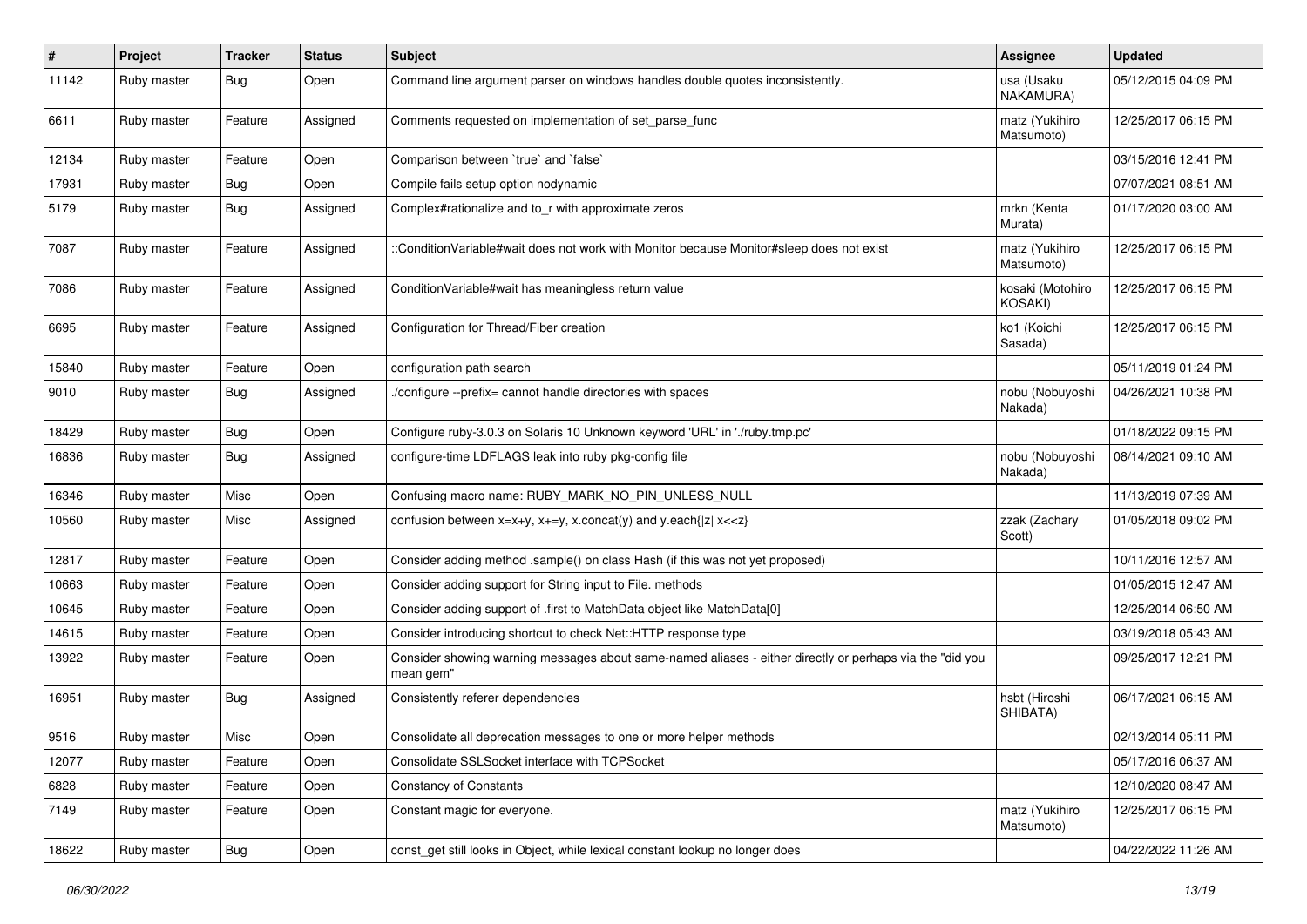| # | Project | Tracker | Status | Subject | Assignee | Updated |
|---|---|---|---|---|---|---|
| 11142 | Ruby master | Bug | Open | Command line argument parser on windows handles double quotes inconsistently. | usa (Usaku NAKAMURA) | 05/12/2015 04:09 PM |
| 6611 | Ruby master | Feature | Assigned | Comments requested on implementation of set_parse_func | matz (Yukihiro Matsumoto) | 12/25/2017 06:15 PM |
| 12134 | Ruby master | Feature | Open | Comparison between `true` and `false` | | 03/15/2016 12:41 PM |
| 17931 | Ruby master | Bug | Open | Compile fails setup option nodynamic | | 07/07/2021 08:51 AM |
| 5179 | Ruby master | Bug | Assigned | Complex#rationalize and to_r with approximate zeros | mrkn (Kenta Murata) | 01/17/2020 03:00 AM |
| 7087 | Ruby master | Feature | Assigned | ::ConditionVariable#wait does not work with Monitor because Monitor#sleep does not exist | matz (Yukihiro Matsumoto) | 12/25/2017 06:15 PM |
| 7086 | Ruby master | Feature | Assigned | ConditionVariable#wait has meaningless return value | kosaki (Motohiro KOSAKI) | 12/25/2017 06:15 PM |
| 6695 | Ruby master | Feature | Assigned | Configuration for Thread/Fiber creation | ko1 (Koichi Sasada) | 12/25/2017 06:15 PM |
| 15840 | Ruby master | Feature | Open | configuration path search | | 05/11/2019 01:24 PM |
| 9010 | Ruby master | Bug | Assigned | ./configure --prefix= cannot handle directories with spaces | nobu (Nobuyoshi Nakada) | 04/26/2021 10:38 PM |
| 18429 | Ruby master | Bug | Open | Configure ruby-3.0.3 on Solaris 10 Unknown keyword 'URL' in './ruby.tmp.pc' | | 01/18/2022 09:15 PM |
| 16836 | Ruby master | Bug | Assigned | configure-time LDFLAGS leak into ruby pkg-config file | nobu (Nobuyoshi Nakada) | 08/14/2021 09:10 AM |
| 16346 | Ruby master | Misc | Open | Confusing macro name: RUBY_MARK_NO_PIN_UNLESS_NULL | | 11/13/2019 07:39 AM |
| 10560 | Ruby master | Misc | Assigned | confusion between x=x+y, x+=y, x.concat(y) and y.each{\|z\| x<<z} | zzak (Zachary Scott) | 01/05/2018 09:02 PM |
| 12817 | Ruby master | Feature | Open | Consider adding method .sample() on class Hash (if this was not yet proposed) | | 10/11/2016 12:57 AM |
| 10663 | Ruby master | Feature | Open | Consider adding support for String input to File. methods | | 01/05/2015 12:47 AM |
| 10645 | Ruby master | Feature | Open | Consider adding support of .first to MatchData object like MatchData[0] | | 12/25/2014 06:50 AM |
| 14615 | Ruby master | Feature | Open | Consider introducing shortcut to check Net::HTTP response type | | 03/19/2018 05:43 AM |
| 13922 | Ruby master | Feature | Open | Consider showing warning messages about same-named aliases - either directly or perhaps via the "did you mean gem" | | 09/25/2017 12:21 PM |
| 16951 | Ruby master | Bug | Assigned | Consistently referer dependencies | hsbt (Hiroshi SHIBATA) | 06/17/2021 06:15 AM |
| 9516 | Ruby master | Misc | Open | Consolidate all deprecation messages to one or more helper methods | | 02/13/2014 05:11 PM |
| 12077 | Ruby master | Feature | Open | Consolidate SSLSocket interface with TCPSocket | | 05/17/2016 06:37 AM |
| 6828 | Ruby master | Feature | Open | Constancy of Constants | | 12/10/2020 08:47 AM |
| 7149 | Ruby master | Feature | Open | Constant magic for everyone. | matz (Yukihiro Matsumoto) | 12/25/2017 06:15 PM |
| 18622 | Ruby master | Bug | Open | const_get still looks in Object, while lexical constant lookup no longer does | | 04/22/2022 11:26 AM |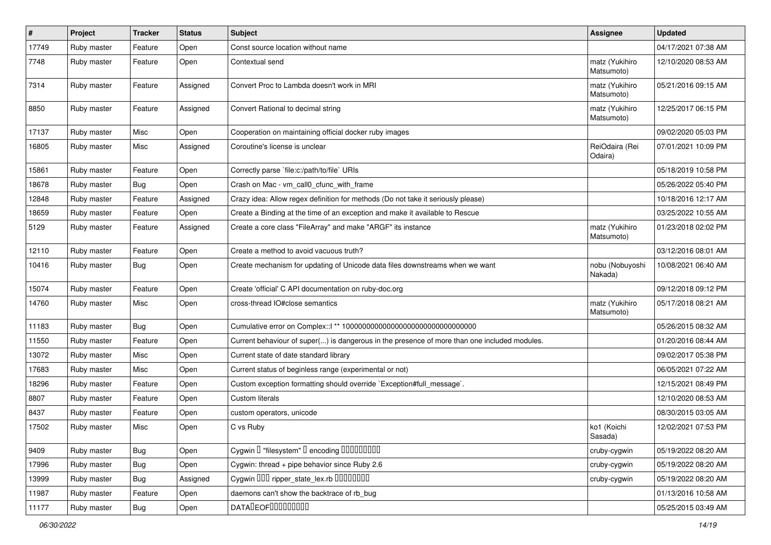| # | Project | Tracker | Status | Subject | Assignee | Updated |
|---|---|---|---|---|---|---|
| 17749 | Ruby master | Feature | Open | Const source location without name | | 04/17/2021 07:38 AM |
| 7748 | Ruby master | Feature | Open | Contextual send | matz (Yukihiro Matsumoto) | 12/10/2020 08:53 AM |
| 7314 | Ruby master | Feature | Assigned | Convert Proc to Lambda doesn't work in MRI | matz (Yukihiro Matsumoto) | 05/21/2016 09:15 AM |
| 8850 | Ruby master | Feature | Assigned | Convert Rational to decimal string | matz (Yukihiro Matsumoto) | 12/25/2017 06:15 PM |
| 17137 | Ruby master | Misc | Open | Cooperation on maintaining official docker ruby images | | 09/02/2020 05:03 PM |
| 16805 | Ruby master | Misc | Assigned | Coroutine's license is unclear | ReiOdaira (Rei Odaira) | 07/01/2021 10:09 PM |
| 15861 | Ruby master | Feature | Open | Correctly parse `file:c:/path/to/file` URIs | | 05/18/2019 10:58 PM |
| 18678 | Ruby master | Bug | Open | Crash on Mac - vm_call0_cfunc_with_frame | | 05/26/2022 05:40 PM |
| 12848 | Ruby master | Feature | Assigned | Crazy idea: Allow regex definition for methods (Do not take it seriously please) | | 10/18/2016 12:17 AM |
| 18659 | Ruby master | Feature | Open | Create a Binding at the time of an exception and make it available to Rescue | | 03/25/2022 10:55 AM |
| 5129 | Ruby master | Feature | Assigned | Create a core class "FileArray" and make "ARGF" its instance | matz (Yukihiro Matsumoto) | 01/23/2018 02:02 PM |
| 12110 | Ruby master | Feature | Open | Create a method to avoid vacuous truth? | | 03/12/2016 08:01 AM |
| 10416 | Ruby master | Bug | Open | Create mechanism for updating of Unicode data files downstreams when we want | nobu (Nobuyoshi Nakada) | 10/08/2021 06:40 AM |
| 15074 | Ruby master | Feature | Open | Create 'official' C API documentation on ruby-doc.org | | 09/12/2018 09:12 PM |
| 14760 | Ruby master | Misc | Open | cross-thread IO#close semantics | matz (Yukihiro Matsumoto) | 05/17/2018 08:21 AM |
| 11183 | Ruby master | Bug | Open | Cumulative error on Complex::I ** 100000000000000000000000000000000 | | 05/26/2015 08:32 AM |
| 11550 | Ruby master | Feature | Open | Current behaviour of super(...) is dangerous in the presence of more than one included modules. | | 01/20/2016 08:44 AM |
| 13072 | Ruby master | Misc | Open | Current state of date standard library | | 09/02/2017 05:38 PM |
| 17683 | Ruby master | Misc | Open | Current status of beginless range (experimental or not) | | 06/05/2021 07:22 AM |
| 18296 | Ruby master | Feature | Open | Custom exception formatting should override `Exception#full_message`. | | 12/15/2021 08:49 PM |
| 8807 | Ruby master | Feature | Open | Custom literals | | 12/10/2020 08:53 AM |
| 8437 | Ruby master | Feature | Open | custom operators, unicode | | 08/30/2015 03:05 AM |
| 17502 | Ruby master | Misc | Open | C vs Ruby | ko1 (Koichi Sasada) | 12/02/2021 07:53 PM |
| 9409 | Ruby master | Bug | Open | Cygwin � "filesystem" � encoding ��������� | cruby-cygwin | 05/19/2022 08:20 AM |
| 17996 | Ruby master | Bug | Open | Cygwin: thread + pipe behavior since Ruby 2.6 | cruby-cygwin | 05/19/2022 08:20 AM |
| 13999 | Ruby master | Bug | Assigned | Cygwin ��� ripper_state_lex.rb �������� | cruby-cygwin | 05/19/2022 08:20 AM |
| 11987 | Ruby master | Feature | Open | daemons can't show the backtrace of rb_bug | | 01/13/2016 10:58 AM |
| 11177 | Ruby master | Bug | Open | DATA�EOF��������� | | 05/25/2015 03:49 AM |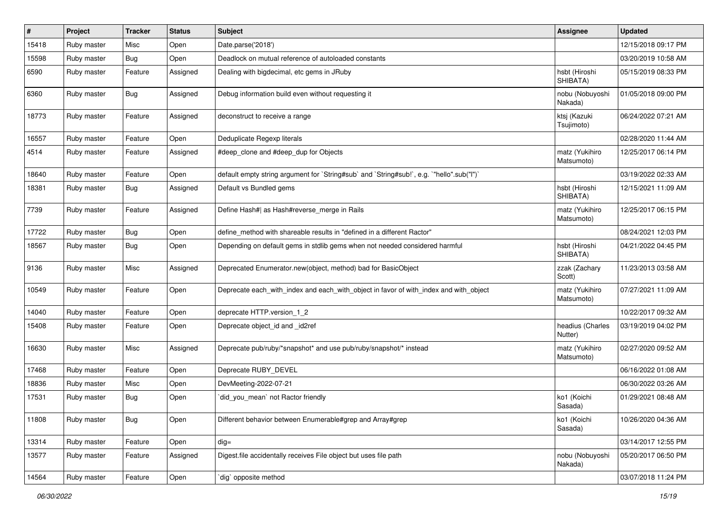| # | Project | Tracker | Status | Subject | Assignee | Updated |
|---|---|---|---|---|---|---|
| 15418 | Ruby master | Misc | Open | Date.parse('2018') | | 12/15/2018 09:17 PM |
| 15598 | Ruby master | Bug | Open | Deadlock on mutual reference of autoloaded constants | | 03/20/2019 10:58 AM |
| 6590 | Ruby master | Feature | Assigned | Dealing with bigdecimal, etc gems in JRuby | hsbt (Hiroshi SHIBATA) | 05/15/2019 08:33 PM |
| 6360 | Ruby master | Bug | Assigned | Debug information build even without requesting it | nobu (Nobuyoshi Nakada) | 01/05/2018 09:00 PM |
| 18773 | Ruby master | Feature | Assigned | deconstruct to receive a range | ktsj (Kazuki Tsujimoto) | 06/24/2022 07:21 AM |
| 16557 | Ruby master | Feature | Open | Deduplicate Regexp literals | | 02/28/2020 11:44 AM |
| 4514 | Ruby master | Feature | Assigned | #deep_clone and #deep_dup for Objects | matz (Yukihiro Matsumoto) | 12/25/2017 06:14 PM |
| 18640 | Ruby master | Feature | Open | default empty string argument for `String#sub` and `String#sub!`, e.g. `"hello".sub("l")` | | 03/19/2022 02:33 AM |
| 18381 | Ruby master | Bug | Assigned | Default vs Bundled gems | hsbt (Hiroshi SHIBATA) | 12/15/2021 11:09 AM |
| 7739 | Ruby master | Feature | Assigned | Define Hash#\| as Hash#reverse_merge in Rails | matz (Yukihiro Matsumoto) | 12/25/2017 06:15 PM |
| 17722 | Ruby master | Bug | Open | define_method with shareable results in "defined in a different Ractor" | | 08/24/2021 12:03 PM |
| 18567 | Ruby master | Bug | Open | Depending on default gems in stdlib gems when not needed considered harmful | hsbt (Hiroshi SHIBATA) | 04/21/2022 04:45 PM |
| 9136 | Ruby master | Misc | Assigned | Deprecated Enumerator.new(object, method) bad for BasicObject | zzak (Zachary Scott) | 11/23/2013 03:58 AM |
| 10549 | Ruby master | Feature | Open | Deprecate each_with_index and each_with_object in favor of with_index and with_object | matz (Yukihiro Matsumoto) | 07/27/2021 11:09 AM |
| 14040 | Ruby master | Feature | Open | deprecate HTTP.version_1_2 | | 10/22/2017 09:32 AM |
| 15408 | Ruby master | Feature | Open | Deprecate object_id and _id2ref | headius (Charles Nutter) | 03/19/2019 04:02 PM |
| 16630 | Ruby master | Misc | Assigned | Deprecate pub/ruby/*snapshot* and use pub/ruby/snapshot/* instead | matz (Yukihiro Matsumoto) | 02/27/2020 09:52 AM |
| 17468 | Ruby master | Feature | Open | Deprecate RUBY_DEVEL | | 06/16/2022 01:08 AM |
| 18836 | Ruby master | Misc | Open | DevMeeting-2022-07-21 | | 06/30/2022 03:26 AM |
| 17531 | Ruby master | Bug | Open | `did_you_mean` not Ractor friendly | ko1 (Koichi Sasada) | 01/29/2021 08:48 AM |
| 11808 | Ruby master | Bug | Open | Different behavior between Enumerable#grep and Array#grep | ko1 (Koichi Sasada) | 10/26/2020 04:36 AM |
| 13314 | Ruby master | Feature | Open | dig= | | 03/14/2017 12:55 PM |
| 13577 | Ruby master | Feature | Assigned | Digest.file accidentally receives File object but uses file path | nobu (Nobuyoshi Nakada) | 05/20/2017 06:50 PM |
| 14564 | Ruby master | Feature | Open | `dig` opposite method | | 03/07/2018 11:24 PM |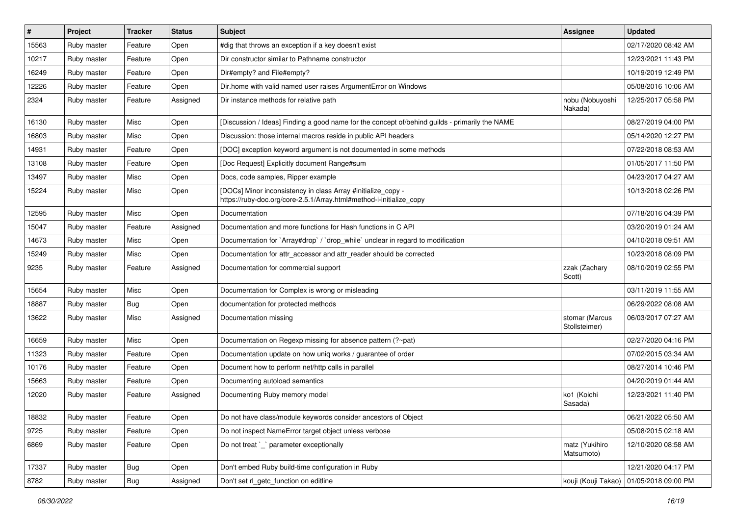| # | Project | Tracker | Status | Subject | Assignee | Updated |
|---|---|---|---|---|---|---|
| 15563 | Ruby master | Feature | Open | #dig that throws an exception if a key doesn't exist | | 02/17/2020 08:42 AM |
| 10217 | Ruby master | Feature | Open | Dir constructor similar to Pathname constructor | | 12/23/2021 11:43 PM |
| 16249 | Ruby master | Feature | Open | Dir#empty? and File#empty? | | 10/19/2019 12:49 PM |
| 12226 | Ruby master | Feature | Open | Dir.home with valid named user raises ArgumentError on Windows | | 05/08/2016 10:06 AM |
| 2324 | Ruby master | Feature | Assigned | Dir instance methods for relative path | nobu (Nobuyoshi Nakada) | 12/25/2017 05:58 PM |
| 16130 | Ruby master | Misc | Open | [Discussion / Ideas] Finding a good name for the concept of/behind guilds - primarily the NAME | | 08/27/2019 04:00 PM |
| 16803 | Ruby master | Misc | Open | Discussion: those internal macros reside in public API headers | | 05/14/2020 12:27 PM |
| 14931 | Ruby master | Feature | Open | [DOC] exception keyword argument is not documented in some methods | | 07/22/2018 08:53 AM |
| 13108 | Ruby master | Feature | Open | [Doc Request] Explicitly document Range#sum | | 01/05/2017 11:50 PM |
| 13497 | Ruby master | Misc | Open | Docs, code samples, Ripper example | | 04/23/2017 04:27 AM |
| 15224 | Ruby master | Misc | Open | [DOCs] Minor inconsistency in class Array #initialize_copy - https://ruby-doc.org/core-2.5.1/Array.html#method-i-initialize_copy | | 10/13/2018 02:26 PM |
| 12595 | Ruby master | Misc | Open | Documentation | | 07/18/2016 04:39 PM |
| 15047 | Ruby master | Feature | Assigned | Documentation and more functions for Hash functions in C API | | 03/20/2019 01:24 AM |
| 14673 | Ruby master | Misc | Open | Documentation for `Array#drop` / `drop_while` unclear in regard to modification | | 04/10/2018 09:51 AM |
| 15249 | Ruby master | Misc | Open | Documentation for attr_accessor and attr_reader should be corrected | | 10/23/2018 08:09 PM |
| 9235 | Ruby master | Feature | Assigned | Documentation for commercial support | zzak (Zachary Scott) | 08/10/2019 02:55 PM |
| 15654 | Ruby master | Misc | Open | Documentation for Complex is wrong or misleading | | 03/11/2019 11:55 AM |
| 18887 | Ruby master | Bug | Open | documentation for protected methods | | 06/29/2022 08:08 AM |
| 13622 | Ruby master | Misc | Assigned | Documentation missing | stomar (Marcus Stollsteimer) | 06/03/2017 07:27 AM |
| 16659 | Ruby master | Misc | Open | Documentation on Regexp missing for absence pattern (?~pat) | | 02/27/2020 04:16 PM |
| 11323 | Ruby master | Feature | Open | Documentation update on how uniq works / guarantee of order | | 07/02/2015 03:34 AM |
| 10176 | Ruby master | Feature | Open | Document how to perform net/http calls in parallel | | 08/27/2014 10:46 PM |
| 15663 | Ruby master | Feature | Open | Documenting autoload semantics | | 04/20/2019 01:44 AM |
| 12020 | Ruby master | Feature | Assigned | Documenting Ruby memory model | ko1 (Koichi Sasada) | 12/23/2021 11:40 PM |
| 18832 | Ruby master | Feature | Open | Do not have class/module keywords consider ancestors of Object | | 06/21/2022 05:50 AM |
| 9725 | Ruby master | Feature | Open | Do not inspect NameError target object unless verbose | | 05/08/2015 02:18 AM |
| 6869 | Ruby master | Feature | Open | Do not treat `_` parameter exceptionally | matz (Yukihiro Matsumoto) | 12/10/2020 08:58 AM |
| 17337 | Ruby master | Bug | Open | Don't embed Ruby build-time configuration in Ruby | | 12/21/2020 04:17 PM |
| 8782 | Ruby master | Bug | Assigned | Don't set rl_getc_function on editline | kouji (Kouji Takao) | 01/05/2018 09:00 PM |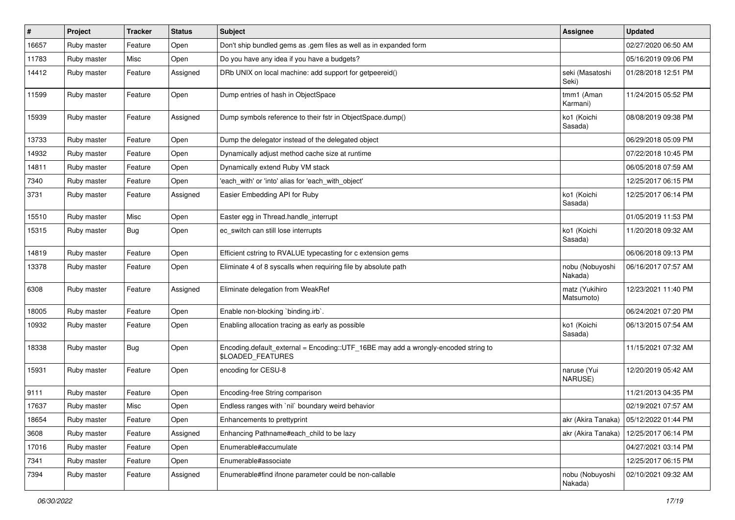| # | Project | Tracker | Status | Subject | Assignee | Updated |
| --- | --- | --- | --- | --- | --- | --- |
| 16657 | Ruby master | Feature | Open | Don't ship bundled gems as .gem files as well as in expanded form | | 02/27/2020 06:50 AM |
| 11783 | Ruby master | Misc | Open | Do you have any idea if you have a budgets? | | 05/16/2019 09:06 PM |
| 14412 | Ruby master | Feature | Assigned | DRb UNIX on local machine: add support for getpeereid() | seki (Masatoshi Seki) | 01/28/2018 12:51 PM |
| 11599 | Ruby master | Feature | Open | Dump entries of hash in ObjectSpace | tmm1 (Aman Karmani) | 11/24/2015 05:52 PM |
| 15939 | Ruby master | Feature | Assigned | Dump symbols reference to their fstr in ObjectSpace.dump() | ko1 (Koichi Sasada) | 08/08/2019 09:38 PM |
| 13733 | Ruby master | Feature | Open | Dump the delegator instead of the delegated object | | 06/29/2018 05:09 PM |
| 14932 | Ruby master | Feature | Open | Dynamically adjust method cache size at runtime | | 07/22/2018 10:45 PM |
| 14811 | Ruby master | Feature | Open | Dynamically extend Ruby VM stack | | 06/05/2018 07:59 AM |
| 7340 | Ruby master | Feature | Open | 'each_with' or 'into' alias for 'each_with_object' | | 12/25/2017 06:15 PM |
| 3731 | Ruby master | Feature | Assigned | Easier Embedding API for Ruby | ko1 (Koichi Sasada) | 12/25/2017 06:14 PM |
| 15510 | Ruby master | Misc | Open | Easter egg in Thread.handle_interrupt | | 01/05/2019 11:53 PM |
| 15315 | Ruby master | Bug | Open | ec_switch can still lose interrupts | ko1 (Koichi Sasada) | 11/20/2018 09:32 AM |
| 14819 | Ruby master | Feature | Open | Efficient cstring to RVALUE typecasting for c extension gems | | 06/06/2018 09:13 PM |
| 13378 | Ruby master | Feature | Open | Eliminate 4 of 8 syscalls when requiring file by absolute path | nobu (Nobuyoshi Nakada) | 06/16/2017 07:57 AM |
| 6308 | Ruby master | Feature | Assigned | Eliminate delegation from WeakRef | matz (Yukihiro Matsumoto) | 12/23/2021 11:40 PM |
| 18005 | Ruby master | Feature | Open | Enable non-blocking `binding.irb`. | | 06/24/2021 07:20 PM |
| 10932 | Ruby master | Feature | Open | Enabling allocation tracing as early as possible | ko1 (Koichi Sasada) | 06/13/2015 07:54 AM |
| 18338 | Ruby master | Bug | Open | Encoding.default_external = Encoding::UTF_16BE may add a wrongly-encoded string to $LOADED_FEATURES | | 11/15/2021 07:32 AM |
| 15931 | Ruby master | Feature | Open | encoding for CESU-8 | naruse (Yui NARUSE) | 12/20/2019 05:42 AM |
| 9111 | Ruby master | Feature | Open | Encoding-free String comparison | | 11/21/2013 04:35 PM |
| 17637 | Ruby master | Misc | Open | Endless ranges with `nil` boundary weird behavior | | 02/19/2021 07:57 AM |
| 18654 | Ruby master | Feature | Open | Enhancements to prettyprint | akr (Akira Tanaka) | 05/12/2022 01:44 PM |
| 3608 | Ruby master | Feature | Assigned | Enhancing Pathname#each_child to be lazy | akr (Akira Tanaka) | 12/25/2017 06:14 PM |
| 17016 | Ruby master | Feature | Open | Enumerable#accumulate | | 04/27/2021 03:14 PM |
| 7341 | Ruby master | Feature | Open | Enumerable#associate | | 12/25/2017 06:15 PM |
| 7394 | Ruby master | Feature | Assigned | Enumerable#find ifnone parameter could be non-callable | nobu (Nobuyoshi Nakada) | 02/10/2021 09:32 AM |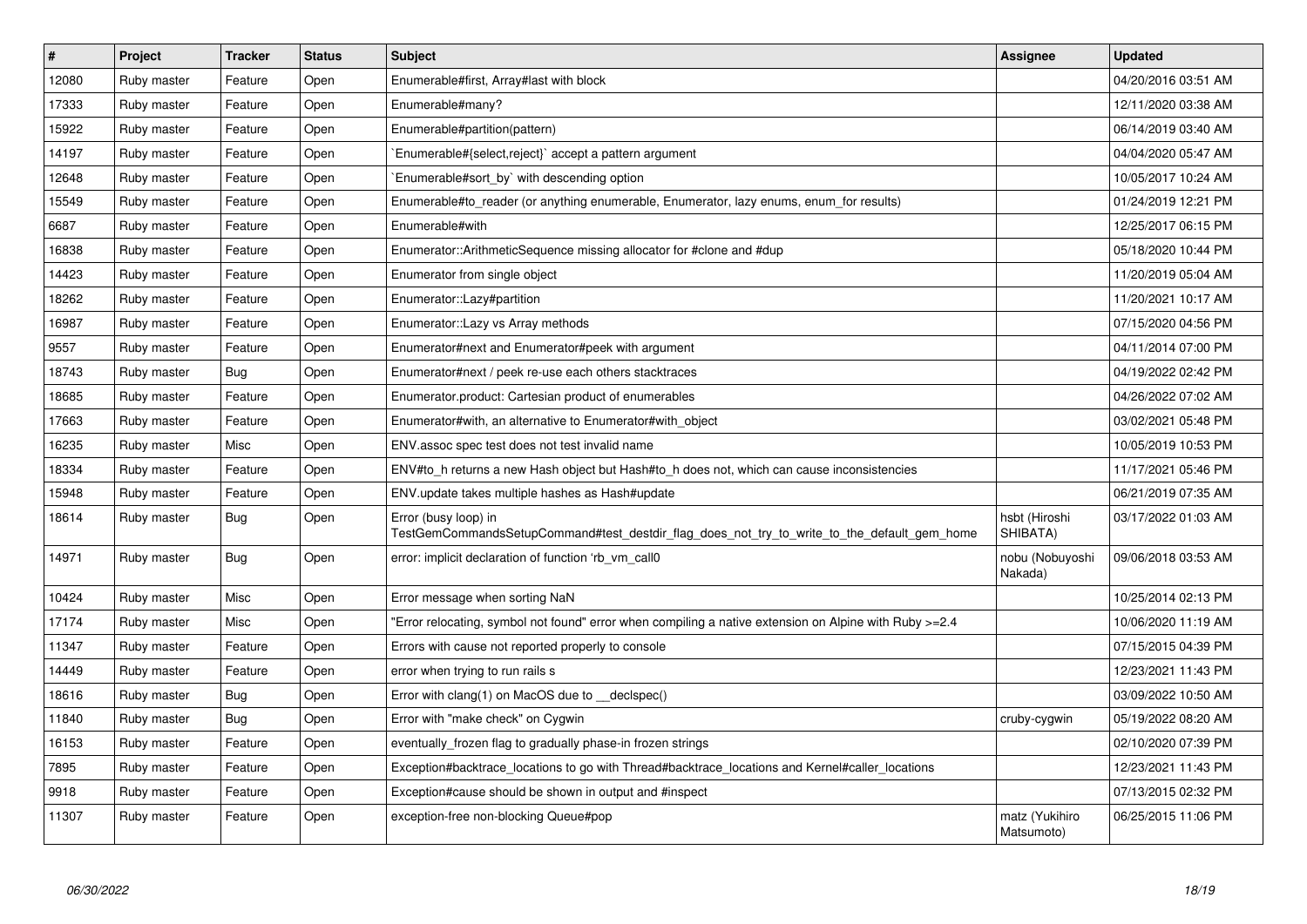| # | Project | Tracker | Status | Subject | Assignee | Updated |
|---|---|---|---|---|---|---|
| 12080 | Ruby master | Feature | Open | Enumerable#first, Array#last with block | | 04/20/2016 03:51 AM |
| 17333 | Ruby master | Feature | Open | Enumerable#many? | | 12/11/2020 03:38 AM |
| 15922 | Ruby master | Feature | Open | Enumerable#partition(pattern) | | 06/14/2019 03:40 AM |
| 14197 | Ruby master | Feature | Open | `Enumerable#{select,reject}` accept a pattern argument | | 04/04/2020 05:47 AM |
| 12648 | Ruby master | Feature | Open | `Enumerable#sort_by` with descending option | | 10/05/2017 10:24 AM |
| 15549 | Ruby master | Feature | Open | Enumerable#to_reader (or anything enumerable, Enumerator, lazy enums, enum_for results) | | 01/24/2019 12:21 PM |
| 6687 | Ruby master | Feature | Open | Enumerable#with | | 12/25/2017 06:15 PM |
| 16838 | Ruby master | Feature | Open | Enumerator::ArithmeticSequence missing allocator for #clone and #dup | | 05/18/2020 10:44 PM |
| 14423 | Ruby master | Feature | Open | Enumerator from single object | | 11/20/2019 05:04 AM |
| 18262 | Ruby master | Feature | Open | Enumerator::Lazy#partition | | 11/20/2021 10:17 AM |
| 16987 | Ruby master | Feature | Open | Enumerator::Lazy vs Array methods | | 07/15/2020 04:56 PM |
| 9557 | Ruby master | Feature | Open | Enumerator#next and Enumerator#peek with argument | | 04/11/2014 07:00 PM |
| 18743 | Ruby master | Bug | Open | Enumerator#next / peek re-use each others stacktraces | | 04/19/2022 02:42 PM |
| 18685 | Ruby master | Feature | Open | Enumerator.product: Cartesian product of enumerables | | 04/26/2022 07:02 AM |
| 17663 | Ruby master | Feature | Open | Enumerator#with, an alternative to Enumerator#with_object | | 03/02/2021 05:48 PM |
| 16235 | Ruby master | Misc | Open | ENV.assoc spec test does not test invalid name | | 10/05/2019 10:53 PM |
| 18334 | Ruby master | Feature | Open | ENV#to_h returns a new Hash object but Hash#to_h does not, which can cause inconsistencies | | 11/17/2021 05:46 PM |
| 15948 | Ruby master | Feature | Open | ENV.update takes multiple hashes as Hash#update | | 06/21/2019 07:35 AM |
| 18614 | Ruby master | Bug | Open | Error (busy loop) in TestGemCommandsSetupCommand#test_destdir_flag_does_not_try_to_write_to_the_default_gem_home | hsbt (Hiroshi SHIBATA) | 03/17/2022 01:03 AM |
| 14971 | Ruby master | Bug | Open | error: implicit declaration of function 'rb_vm_call0 | nobu (Nobuyoshi Nakada) | 09/06/2018 03:53 AM |
| 10424 | Ruby master | Misc | Open | Error message when sorting NaN | | 10/25/2014 02:13 PM |
| 17174 | Ruby master | Misc | Open | "Error relocating, symbol not found" error when compiling a native extension on Alpine with Ruby >=2.4 | | 10/06/2020 11:19 AM |
| 11347 | Ruby master | Feature | Open | Errors with cause not reported properly to console | | 07/15/2015 04:39 PM |
| 14449 | Ruby master | Feature | Open | error when trying to run rails s | | 12/23/2021 11:43 PM |
| 18616 | Ruby master | Bug | Open | Error with clang(1) on MacOS due to __declspec() | | 03/09/2022 10:50 AM |
| 11840 | Ruby master | Bug | Open | Error with "make check" on Cygwin | cruby-cygwin | 05/19/2022 08:20 AM |
| 16153 | Ruby master | Feature | Open | eventually_frozen flag to gradually phase-in frozen strings | | 02/10/2020 07:39 PM |
| 7895 | Ruby master | Feature | Open | Exception#backtrace_locations to go with Thread#backtrace_locations and Kernel#caller_locations | | 12/23/2021 11:43 PM |
| 9918 | Ruby master | Feature | Open | Exception#cause should be shown in output and #inspect | | 07/13/2015 02:32 PM |
| 11307 | Ruby master | Feature | Open | exception-free non-blocking Queue#pop | matz (Yukihiro Matsumoto) | 06/25/2015 11:06 PM |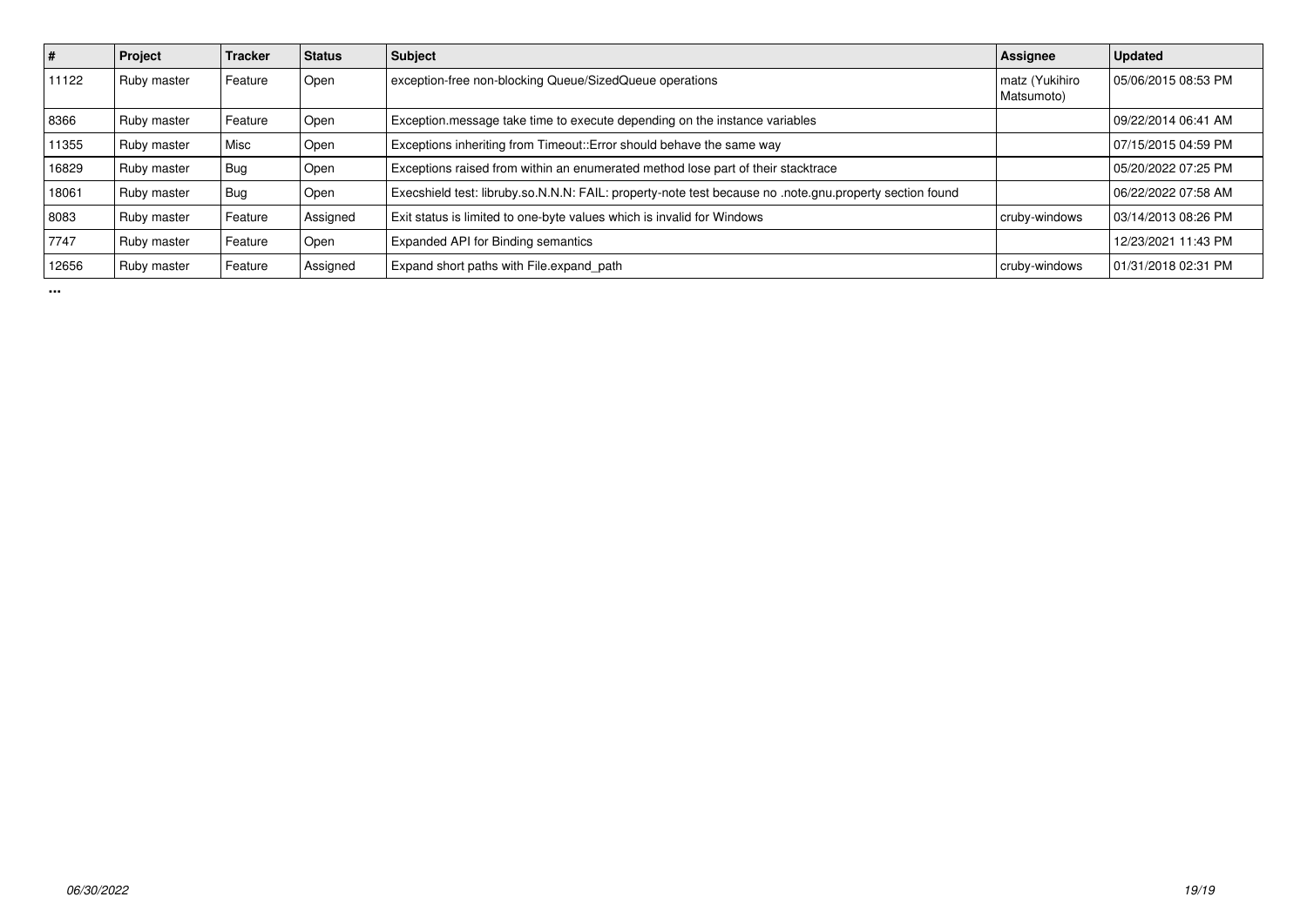| # | Project | Tracker | Status | Subject | Assignee | Updated |
|---|---|---|---|---|---|---|
| 11122 | Ruby master | Feature | Open | exception-free non-blocking Queue/SizedQueue operations | matz (Yukihiro Matsumoto) | 05/06/2015 08:53 PM |
| 8366 | Ruby master | Feature | Open | Exception.message take time to execute depending on the instance variables | | 09/22/2014 06:41 AM |
| 11355 | Ruby master | Misc | Open | Exceptions inheriting from Timeout::Error should behave the same way | | 07/15/2015 04:59 PM |
| 16829 | Ruby master | Bug | Open | Exceptions raised from within an enumerated method lose part of their stacktrace | | 05/20/2022 07:25 PM |
| 18061 | Ruby master | Bug | Open | Execshield test: libruby.so.N.N.N: FAIL: property-note test because no .note.gnu.property section found | | 06/22/2022 07:58 AM |
| 8083 | Ruby master | Feature | Assigned | Exit status is limited to one-byte values which is invalid for Windows | cruby-windows | 03/14/2013 08:26 PM |
| 7747 | Ruby master | Feature | Open | Expanded API for Binding semantics | | 12/23/2021 11:43 PM |
| 12656 | Ruby master | Feature | Assigned | Expand short paths with File.expand_path | cruby-windows | 01/31/2018 02:31 PM |

...